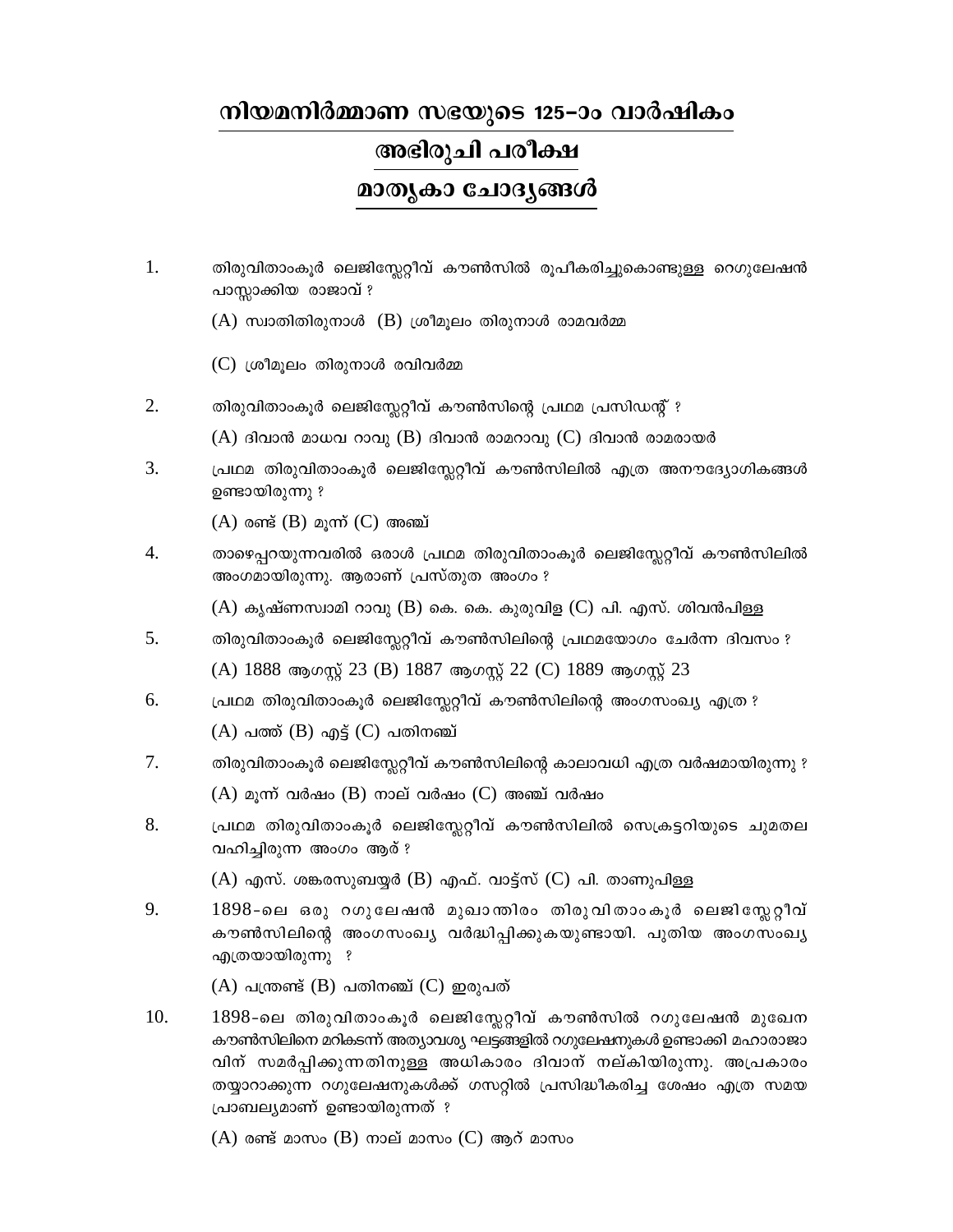# നിയമനിർമ്മാണ സഭയുടെ 125-ാം വാർഷികം

## അഭിരുചി പരീക്ഷ

## മാതൃകാ ചോദ്യങ്ങൾ

1. തിരുവിതാംകൂർ ലെജിസ്ലേറ്റീവ് കൗൺസിൽ രൂപീകരിച്ചുകൊണ്ടുള്ള റെഗുലേഷൻ പാസ്സാക്കിയ രാജാവ് ?

   (A) സ്വാതിതിരുനാൾ (B) ശ്രീമൂലം തിരുനാൾ രാമവർമ്മ

   (C) ശ്രീമൂലം തിരുനാൾ രവിവർമ്മ

2. തിരുവിതാംകൂർ ലെജിസ്ലേറ്റീവ് കൗൺസിലിന്റെ പ്രഥമ പ്രസിഡന്റ് ?

   (A) ദിവാൻ മാധവ റാവു (B) ദിവാൻ രാമറാവു (C) ദിവാൻ രാമരായർ

3. പ്രഥമ തിരുവിതാംകൂർ ലെജിസ്ലേറ്റീവ് കൗൺസിലിൽ എത്ര അനൗദ്യോഗികങ്ങൾ ഉണ്ടായിരുന്നു ?

   (A) രണ്ട് (B) മൂന്ന് (C) അഞ്ച്

4. താഴെപ്പറയുന്നവരിൽ ഒരാൾ പ്രഥമ തിരുവിതാംകൂർ ലെജിസ്ലേറ്റീവ് കൗൺസിലിൽ അംഗമായിരുന്നു. ആരാണ് പ്രസ്തുത അംഗം ?

   (A) കൃഷ്ണസ്വാമി റാവു (B) കെ. കെ. കുരുവിള (C) പി. എസ്. ശിവൻപിള്ള

5. തിരുവിതാംകൂർ ലെജിസ്ലേറ്റീവ് കൗൺസിലിന്റെ പ്രഥമയോഗം ചേർന്ന ദിവസം ?

   (A) 1888 ആഗസ്റ്റ് 23 (B) 1887 ആഗസ്റ്റ് 22 (C) 1889 ആഗസ്റ്റ് 23

6. പ്രഥമ തിരുവിതാംകൂർ ലെജിസ്ലേറ്റീവ് കൗൺസിലിന്റെ അംഗസംഖ്യ എത്ര ?

   (A) പത്ത് (B) എട്ട് (C) പതിനഞ്ച്

7. തിരുവിതാംകൂർ ലെജിസ്ലേറ്റീവ് കൗൺസിലിന്റെ കാലാവധി എത്ര വർഷമായിരുന്നു ?

   (A) മൂന്ന് വർഷം (B) നാല് വർഷം (C) അഞ്ച് വർഷം

8. പ്രഥമ തിരുവിതാംകൂർ ലെജിസ്ലേറ്റീവ് കൗൺസിലിൽ സെക്രട്ടറിയുടെ ചുമതല വഹിച്ചിരുന്ന അംഗം ആര് ?

   (A) എസ്. ശങ്കരസുബയ്യർ (B) എഫ്. വാട്ട്സ് (C) പി. താണുപിള്ള

9. 1898-ലെ ഒരു റഗുലേഷൻ മുഖാന്തിരം തിരുവിതാംകൂർ ലെജിസ്ലേറ്റീവ് കൗൺസിലിന്റെ അംഗസംഖ്യ വർദ്ധിപ്പിക്കുകയുണ്ടായി. പുതിയ അംഗസംഖ്യ എത്രയായിരുന്നു ?

   (A) പന്ത്രണ്ട് (B) പതിനഞ്ച് (C) ഇരുപത്

10. 1898-ലെ തിരുവിതാംകൂർ ലെജിസ്ലേറ്റീവ് കൗൺസിൽ റഗുലേഷൻ മുഖേന കൗൺസിലിനെ മറികടന്ന് അത്യാവശ്യ ഘട്ടങ്ങളിൽ റഗുലേഷനുകൾ ഉണ്ടാക്കി മഹാരാജാവിന് സമർപ്പിക്കുന്നതിനുള്ള അധികാരം ദിവാന് നല്കിയിരുന്നു. അപ്രകാരം തയ്യാറാക്കുന്ന റഗുലേഷനുകൾക്ക് ഗസറ്റിൽ പ്രസിദ്ധീകരിച്ച ശേഷം എത്ര സമയ പ്രാബല്യമാണ് ഉണ്ടായിരുന്നത് ?

    (A) രണ്ട് മാസം (B) നാല് മാസം (C) ആറ് മാസം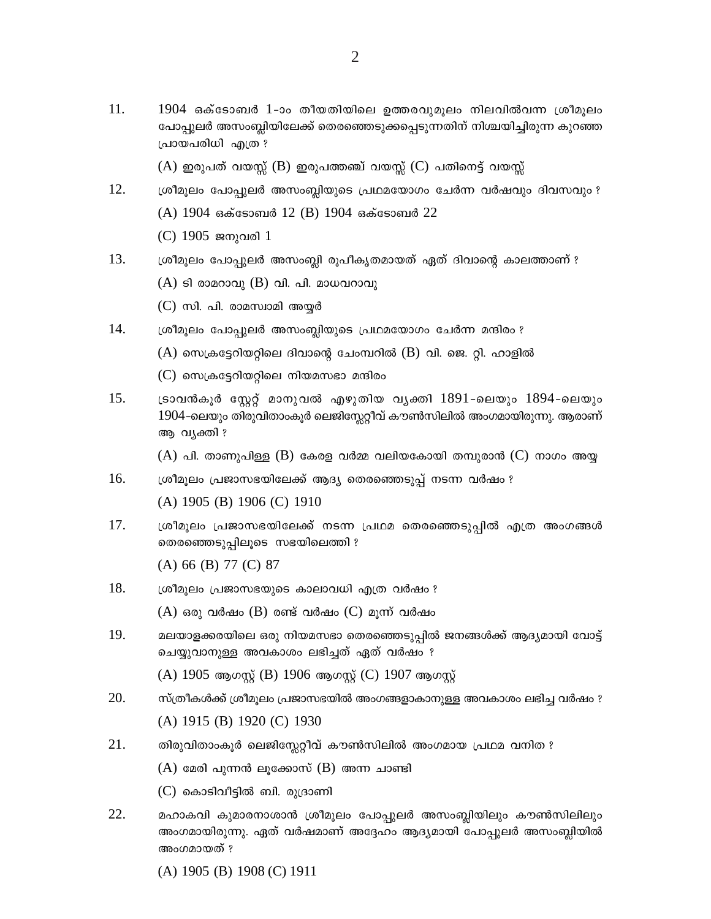11. 1904 ഒക്ടോബർ 1-ാം തീയതിയിലെ ഉത്തരവുമൂലം നിലവിൽവന്ന ശ്രീമൂലം പോപ്പുലർ അസംബ്ലിയിലേക്ക് തെരഞ്ഞെടുക്കപ്പെടുന്നതിന് നിശ്ചയിച്ചിരുന്ന കുറഞ്ഞ പ്രായപരിധി എത്ര ?

    (A) ഇരുപത് വയസ്സ് (B) ഇരുപത്തഞ്ച് വയസ്സ് (C) പതിനെട്ട് വയസ്സ്

12. ശ്രീമൂലം പോപ്പുലർ അസംബ്ലിയുടെ പ്രഥമയോഗം ചേർന്ന വർഷവും ദിവസവും ?

    (A) 1904 ഒക്ടോബർ 12 (B) 1904 ഒക്ടോബർ 22

    (C) 1905 ജനുവരി 1

13. ശ്രീമൂലം പോപ്പുലർ അസംബ്ലി രൂപീകൃതമായത് ഏത് ദിവാന്റെ കാലത്താണ് ?

    (A) ടി രാമറാവു (B) വി. പി. മാധവറാവു

    (C) സി. പി. രാമസ്വാമി അയ്യർ

14. ശ്രീമൂലം പോപ്പുലർ അസംബ്ലിയുടെ പ്രഥമയോഗം ചേർന്ന മന്ദിരം ?

    (A) സെക്രട്ടേറിയറ്റിലെ ദിവാന്റെ ചേംബറിൽ (B) വി. ജെ. റ്റി. ഹാളിൽ

    (C) സെക്രട്ടേറിയറ്റിലെ നിയമസഭാ മന്ദിരം

15. ട്രാവൻകൂർ സ്റ്റേറ്റ് മാനുവൽ എഴുതിയ വ്യക്തി 1891-ലെയും 1894-ലെയും 1904-ലെയും തിരുവിതാംകൂർ ലെജിസ്ലേറ്റീവ് കൗൺസിലിൽ അംഗമായിരുന്നു. ആരാണ് ആ വ്യക്തി ?

    (A) പി. താണുപിള്ള (B) കേരള വർമ്മ വലിയകോയി തമ്പുരാൻ (C) നാഗം അയ്യ

16. ശ്രീമൂലം പ്രജാസഭയിലേക്ക് ആദ്യ തെരഞ്ഞെടുപ്പ് നടന്ന വർഷം ?

    (A) 1905 (B) 1906 (C) 1910

17. ശ്രീമൂലം പ്രജാസഭയിലേക്ക് നടന്ന പ്രഥമ തെരഞ്ഞെടുപ്പിൽ എത്ര അംഗങ്ങൾ തെരഞ്ഞെടുപ്പിലൂടെ സഭയിലെത്തി ?

    (A) 66 (B) 77 (C) 87

18. ശ്രീമൂലം പ്രജാസഭയുടെ കാലാവധി എത്ര വർഷം ?

    (A) ഒരു വർഷം (B) രണ്ട് വർഷം (C) മൂന്ന് വർഷം

19. മലയാളക്കരയിലെ ഒരു നിയമസഭാ തെരഞ്ഞെടുപ്പിൽ ജനങ്ങൾക്ക് ആദ്യമായി വോട്ട് ചെയ്യുവാനുള്ള അവകാശം ലഭിച്ചത് ഏത് വർഷം ?

    (A) 1905 ആഗസ്റ്റ് (B) 1906 ആഗസ്റ്റ് (C) 1907 ആഗസ്റ്റ്

20. സ്ത്രീകൾക്ക് ശ്രീമൂലം പ്രജാസഭയിൽ അംഗങ്ങളാകാനുള്ള അവകാശം ലഭിച്ച വർഷം ?

    (A) 1915 (B) 1920 (C) 1930

21. തിരുവിതാംകൂർ ലെജിസ്ലേറ്റീവ് കൗൺസിലിൽ അംഗമായ പ്രഥമ വനിത ?

    (A) മേരി പുന്നൻ ലൂക്കോസ് (B) അന്ന ചാണ്ടി

    (C) കൊടിവീട്ടിൽ ബി. രുദ്രാണി

22. മഹാകവി കുമാരനാശാൻ ശ്രീമൂലം പോപ്പുലർ അസംബ്ലിയിലും കൗൺസിലിലും അംഗമായിരുന്നു. ഏത് വർഷമാണ് അദ്ദേഹം ആദ്യമായി പോപ്പുലർ അസംബ്ലിയിൽ അംഗമായത് ?

    (A) 1905 (B) 1908 (C) 1911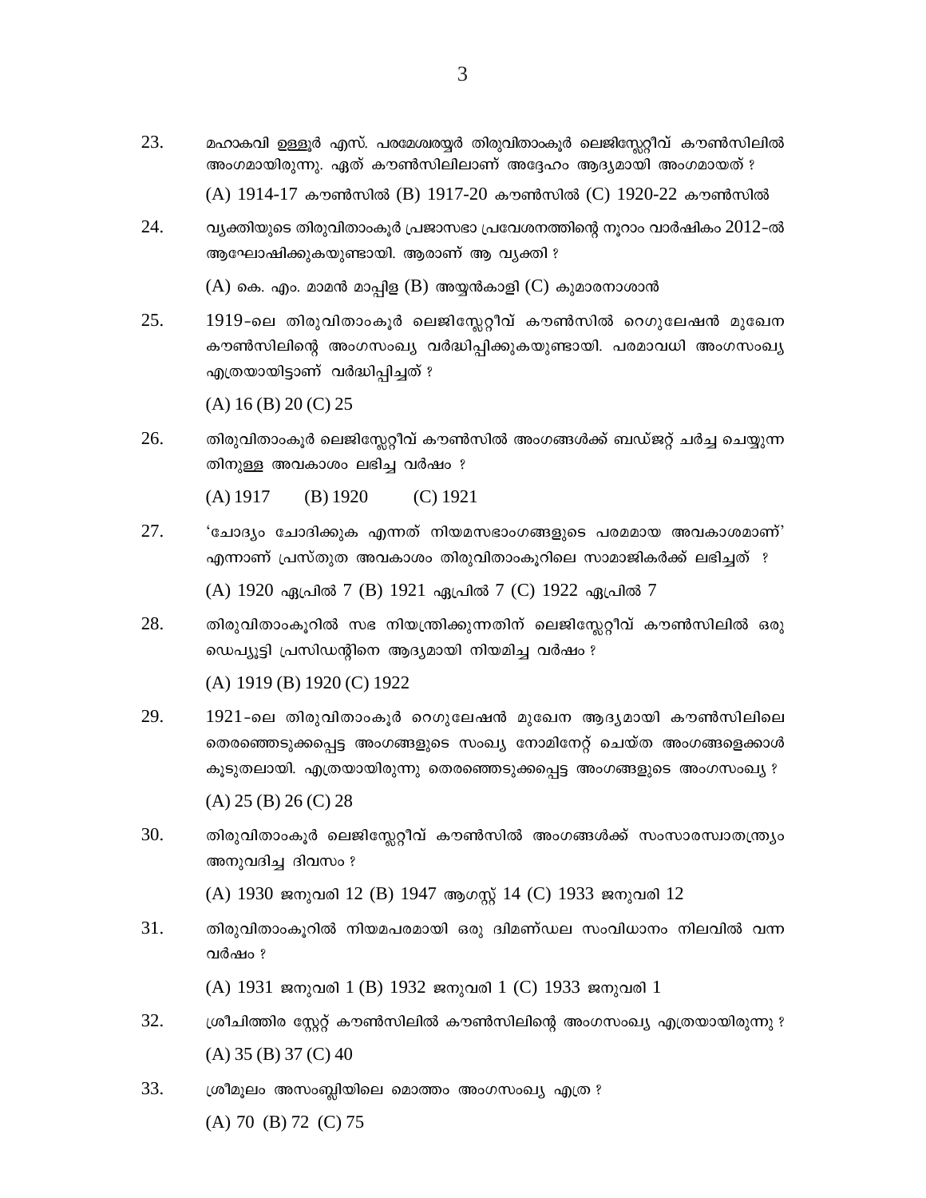23. മഹാകവി ഉള്ളൂർ എസ്. പരമേശ്വരയ്യർ തിരുവിതാംകൂർ ലെജിസ്ലേറ്റീവ് കൗൺസിലിൽ അംഗമായിരുന്നു. ഏത് കൗൺസിലിലാണ് അദ്ദേഹം ആദ്യമായി അംഗമായത് ?

    (A) 1914-17 കൗൺസിൽ (B) 1917-20 കൗൺസിൽ (C) 1920-22 കൗൺസിൽ

24. വ്യക്തിയുടെ തിരുവിതാംകൂർ പ്രജാസഭാ പ്രവേശനത്തിന്റെ നൂറാം വാർഷികം 2012-ൽ ആഘോഷിക്കുകയുണ്ടായി. ആരാണ് ആ വ്യക്തി ?

    (A) കെ. എം. മാമൻ മാപ്പിള (B) അയ്യൻകാളി (C) കുമാരനാശാൻ

25. 1919-ലെ തിരുവിതാംകൂർ ലെജിസ്ലേറ്റീവ് കൗൺസിൽ റെഗുലേഷൻ മുഖേന കൗൺസിലിന്റെ അംഗസംഖ്യ വർദ്ധിപ്പിക്കുകയുണ്ടായി. പരമാവധി അംഗസംഖ്യ എത്രയായിട്ടാണ് വർദ്ധിപ്പിച്ചത് ?

    (A) 16 (B) 20 (C) 25

26. തിരുവിതാംകൂർ ലെജിസ്ലേറ്റീവ് കൗൺസിൽ അംഗങ്ങൾക്ക് ബഡ്ജറ്റ് ചർച്ച ചെയ്യുന്നതിനുള്ള അവകാശം ലഭിച്ച വർഷം ?

    (A) 1917 (B) 1920 (C) 1921

27. 'ചോദ്യം ചോദിക്കുക എന്നത് നിയമസഭാംഗങ്ങളുടെ പരമമായ അവകാശമാണ്' എന്നാണ് പ്രസ്തുത അവകാശം തിരുവിതാംകൂറിലെ സാമാജികർക്ക് ലഭിച്ചത് ?

    (A) 1920 ഏപ്രിൽ 7 (B) 1921 ഏപ്രിൽ 7 (C) 1922 ഏപ്രിൽ 7

28. തിരുവിതാംകൂറിൽ സഭ നിയന്ത്രിക്കുന്നതിന് ലെജിസ്ലേറ്റീവ് കൗൺസിലിൽ ഒരു ഡെപ്യൂട്ടി പ്രസിഡന്റിനെ ആദ്യമായി നിയമിച്ച വർഷം ?

    (A) 1919 (B) 1920 (C) 1922

29. 1921-ലെ തിരുവിതാംകൂർ റെഗുലേഷൻ മുഖേന ആദ്യമായി കൗൺസിലിലെ തെരഞ്ഞെടുക്കപ്പെട്ട അംഗങ്ങളുടെ സംഖ്യ നോമിനേറ്റ് ചെയ്ത അംഗങ്ങളെക്കാൾ കൂടുതലായി. എത്രയായിരുന്നു തെരഞ്ഞെടുക്കപ്പെട്ട അംഗങ്ങളുടെ അംഗസംഖ്യ ?

    (A) 25 (B) 26 (C) 28

30. തിരുവിതാംകൂർ ലെജിസ്ലേറ്റീവ് കൗൺസിൽ അംഗങ്ങൾക്ക് സംസാരസ്വാതന്ത്ര്യം അനുവദിച്ച ദിവസം ?

    (A) 1930 ജനുവരി 12 (B) 1947 ആഗസ്റ്റ് 14 (C) 1933 ജനുവരി 12

31. തിരുവിതാംകൂറിൽ നിയമപരമായി ഒരു ദ്വിമണ്ഡല സംവിധാനം നിലവിൽ വന്ന വർഷം ?

    (A) 1931 ജനുവരി 1 (B) 1932 ജനുവരി 1 (C) 1933 ജനുവരി 1

32. ശ്രീചിത്തിര സ്റ്റേറ്റ് കൗൺസിലിൽ കൗൺസിലിന്റെ അംഗസംഖ്യ എത്രയായിരുന്നു ?

    (A) 35 (B) 37 (C) 40

33. ശ്രീമൂലം അസംബ്ലിയിലെ മൊത്തം അംഗസംഖ്യ എത്ര ?

    (A) 70 (B) 72 (C) 75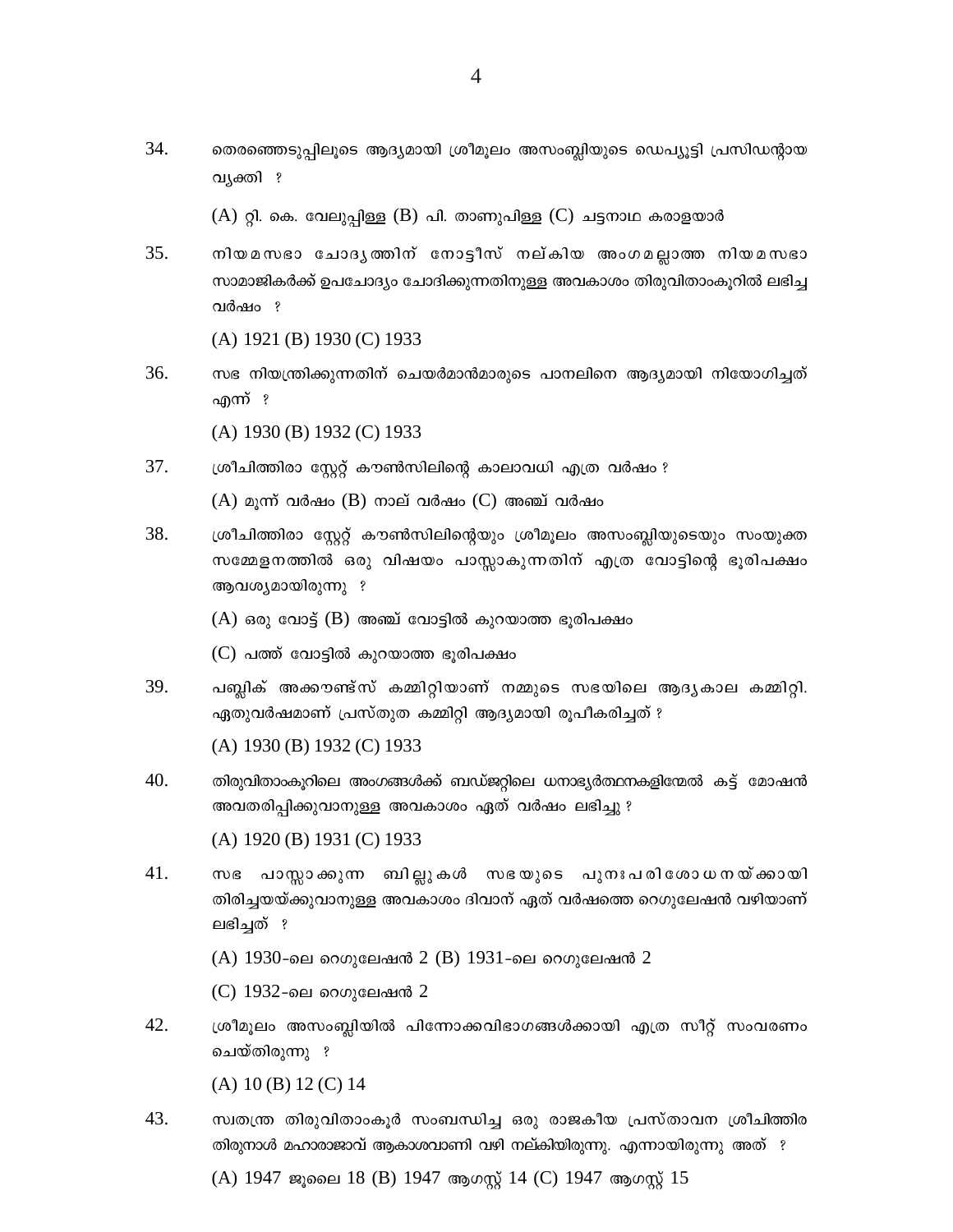34. തെരഞ്ഞെടുപ്പിലൂടെ ആദ്യമായി ശ്രീമൂലം അസംബ്ലിയുടെ ഡെപ്യൂട്ടി പ്രസിഡന്റായ വ്യക്തി ?

(A) റ്റി. കെ. വേലുപ്പിള്ള (B) പി. താണുപിള്ള (C) ചട്ടനാഥ കരാളയാർ

35. നിയമസഭാ ചോദ്യത്തിന് നോട്ടീസ് നല്കിയ അംഗമല്ലാത്ത നിയമസഭാ സാമാജികർക്ക് ഉപചോദ്യം ചോദിക്കുന്നതിനുള്ള അവകാശം തിരുവിതാംകൂറിൽ ലഭിച്ച വർഷം ?

(A) 1921 (B) 1930 (C) 1933

36. സഭ നിയന്ത്രിക്കുന്നതിന് ചെയർമാൻമാരുടെ പാനലിനെ ആദ്യമായി നിയോഗിച്ചത് എന്ന് ?

(A) 1930 (B) 1932 (C) 1933

37. ശ്രീചിത്തിരാ സ്റ്റേറ്റ് കൗൺസിലിന്റെ കാലാവധി എത്ര വർഷം ?

(A) മൂന്ന് വർഷം (B) നാല് വർഷം (C) അഞ്ച് വർഷം

38. ശ്രീചിത്തിരാ സ്റ്റേറ്റ് കൗൺസിലിന്റെയും ശ്രീമൂലം അസംബ്ലിയുടെയും സംയുക്ത സമ്മേളനത്തിൽ ഒരു വിഷയം പാസ്സാകുന്നതിന് എത്ര വോട്ടിന്റെ ഭൂരിപക്ഷം ആവശ്യമായിരുന്നു ?

(A) ഒരു വോട്ട് (B) അഞ്ച് വോട്ടിൽ കുറയാത്ത ഭൂരിപക്ഷം

(C) പത്ത് വോട്ടിൽ കുറയാത്ത ഭൂരിപക്ഷം

39. പബ്ലിക് അക്കൗണ്ട്സ് കമ്മിറ്റിയാണ് നമ്മുടെ സഭയിലെ ആദ്യകാല കമ്മിറ്റി. ഏതുവർഷമാണ് പ്രസ്തുത കമ്മിറ്റി ആദ്യമായി രൂപീകരിച്ചത് ?

(A) 1930 (B) 1932 (C) 1933

40. തിരുവിതാംകൂറിലെ അംഗങ്ങൾക്ക് ബഡ്ജറ്റിലെ ധനാഭ്യർത്ഥനകളിന്മേൽ കട്ട് മോഷൻ അവതരിപ്പിക്കുവാനുള്ള അവകാശം ഏത് വർഷം ലഭിച്ചു ?

(A) 1920 (B) 1931 (C) 1933

41. സഭ പാസ്സാക്കുന്ന ബില്ലുകൾ സഭയുടെ പുനഃപരിശോധനയ്ക്കായി തിരിച്ചയയ്ക്കുവാനുള്ള അവകാശം ദിവാന് ഏത് വർഷത്തെ റെഗുലേഷൻ വഴിയാണ് ലഭിച്ചത് ?

(A) 1930-ലെ റെഗുലേഷൻ 2 (B) 1931-ലെ റെഗുലേഷൻ 2

(C) 1932-ലെ റെഗുലേഷൻ 2

42. ശ്രീമൂലം അസംബ്ലിയിൽ പിന്നോക്കവിഭാഗങ്ങൾക്കായി എത്ര സീറ്റ് സംവരണം ചെയ്തിരുന്നു ?

(A) 10 (B) 12 (C) 14

43. സ്വതന്ത്ര തിരുവിതാംകൂർ സംബന്ധിച്ച ഒരു രാജകീയ പ്രസ്താവന ശ്രീചിത്തിര തിരുനാൾ മഹാരാജാവ് ആകാശവാണി വഴി നല്കിയിരുന്നു. എന്നായിരുന്നു അത് ?

(A) 1947 ജൂലൈ 18 (B) 1947 ആഗസ്റ്റ് 14 (C) 1947 ആഗസ്റ്റ് 15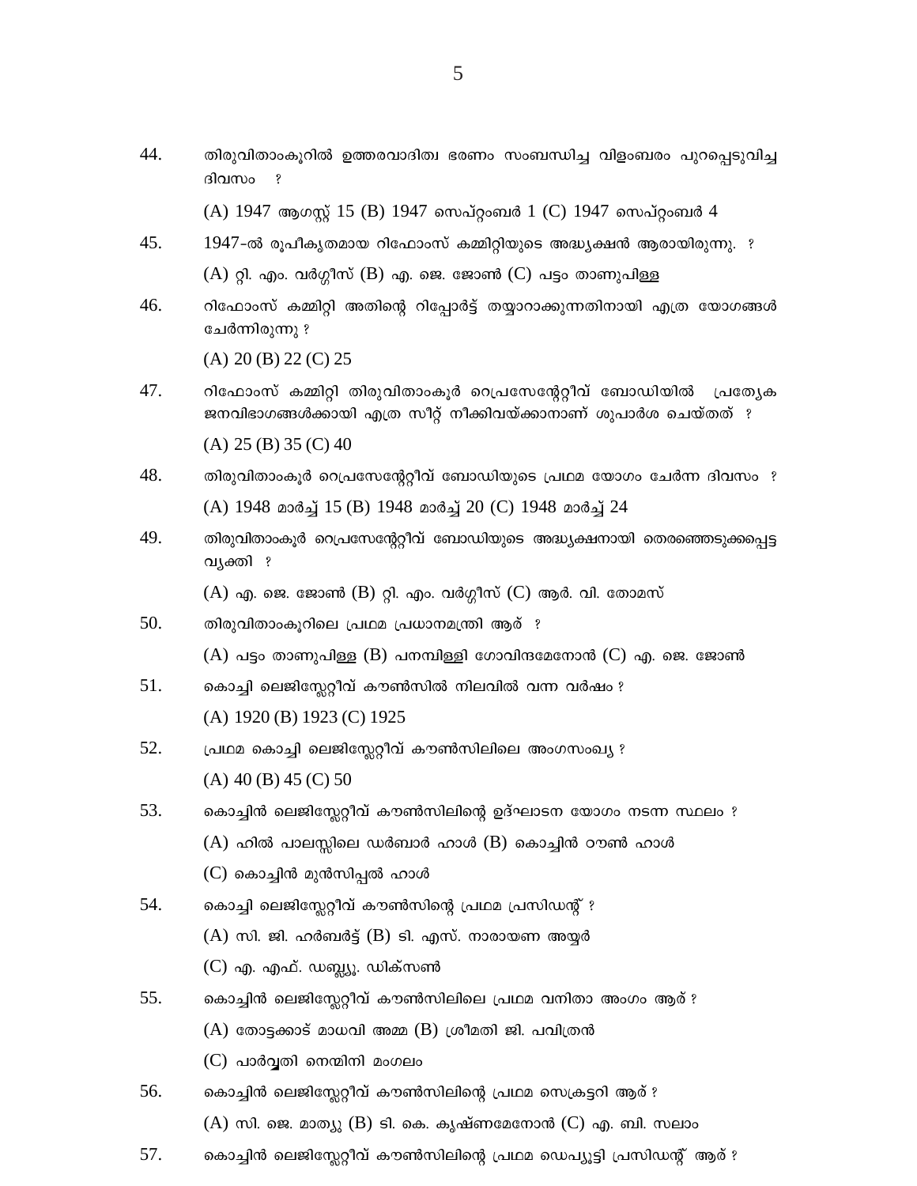44. തിരുവിതാംകൂറിൽ ഉത്തരവാദിത്വ ഭരണം സംബന്ധിച്ച വിളംബരം പുറപ്പെടുവിച്ച ദിവസം ?

(A) 1947 ആഗസ്റ്റ് 15 (B) 1947 സെപ്റ്റംബർ 1 (C) 1947 സെപ്റ്റംബർ 4

45. 1947-ൽ രൂപീകൃതമായ റിഫോംസ് കമ്മിറ്റിയുടെ അദ്ധ്യക്ഷൻ ആരായിരുന്നു. ?

(A) റ്റി. എം. വർഗ്ഗീസ് (B) എ. ജെ. ജോൺ (C) പട്ടം താണുപിള്ള

46. റിഫോംസ് കമ്മിറ്റി അതിന്റെ റിപ്പോർട്ട് തയ്യാറാക്കുന്നതിനായി എത്ര യോഗങ്ങൾ ചേർന്നിരുന്നു ?

(A) 20 (B) 22 (C) 25

47. റിഫോംസ് കമ്മിറ്റി തിരുവിതാംകൂർ റെപ്രസേന്റേറ്റീവ് ബോഡിയിൽ പ്രത്യേക ജനവിഭാഗങ്ങൾക്കായി എത്ര സീറ്റ് നീക്കിവയ്ക്കാനാണ് ശുപാർശ ചെയ്തത് ?

(A) 25 (B) 35 (C) 40

48. തിരുവിതാംകൂർ റെപ്രസേന്റേറ്റീവ് ബോഡിയുടെ പ്രഥമ യോഗം ചേർന്ന ദിവസം ?

(A) 1948 മാർച്ച് 15 (B) 1948 മാർച്ച് 20 (C) 1948 മാർച്ച് 24

49. തിരുവിതാംകൂർ റെപ്രസേന്റേറ്റീവ് ബോഡിയുടെ അദ്ധ്യക്ഷനായി തെരഞ്ഞെടുക്കപ്പെട്ട വ്യക്തി ?

(A) എ. ജെ. ജോൺ (B) റ്റി. എം. വർഗ്ഗീസ് (C) ആർ. വി. തോമസ്

50. തിരുവിതാംകൂറിലെ പ്രഥമ പ്രധാനമന്ത്രി ആര് ?

(A) പട്ടം താണുപിള്ള (B) പനമ്പിള്ളി ഗോവിന്ദമേനോൻ (C) എ. ജെ. ജോൺ

51. കൊച്ചി ലെജിസ്ലേറ്റീവ് കൗൺസിൽ നിലവിൽ വന്ന വർഷം ?

(A) 1920 (B) 1923 (C) 1925

52. പ്രഥമ കൊച്ചി ലെജിസ്ലേറ്റീവ് കൗൺസിലിലെ അംഗസംഖ്യ ?

(A) 40 (B) 45 (C) 50

53. കൊച്ചിൻ ലെജിസ്ലേറ്റീവ് കൗൺസിലിന്റെ ഉദ്ഘാടന യോഗം നടന്ന സ്ഥലം ?

(A) ഹിൽ പാലസ്സിലെ ഡർബാർ ഹാൾ (B) കൊച്ചിൻ ൗൺ ഹാൾ

(C) കൊച്ചിൻ മുൻസിപ്പൽ ഹാൾ

54. കൊച്ചി ലെജിസ്ലേറ്റീവ് കൗൺസിന്റെ പ്രഥമ പ്രസിഡന്റ് ?

(A) സി. ജി. ഹർബർട്ട് (B) ടി. എസ്. നാരായണ അയ്യർ

(C) എ. എഫ്. ഡബ്ല്യൂ. ഡിക്സൺ

55. കൊച്ചിൻ ലെജിസ്ലേറ്റീവ് കൗൺസിലിലെ പ്രഥമ വനിതാ അംഗം ആര് ?

(A) തോട്ടക്കാട് മാധവി അമ്മ (B) ശ്രീമതി ജി. പവിത്രൻ

(C) പാർവ്വതി നെന്മിനി മംഗലം

56. കൊച്ചിൻ ലെജിസ്ലേറ്റീവ് കൗൺസിലിന്റെ പ്രഥമ സെക്രട്ടറി ആര് ?

(A) സി. ജെ. മാത്യു (B) ടി. കെ. കൃഷ്ണമേനോൻ (C) എ. ബി. സലാം

57. കൊച്ചിൻ ലെജിസ്ലേറ്റീവ് കൗൺസിലിന്റെ പ്രഥമ ഡെപ്യൂട്ടി പ്രസിഡന്റ് ആര് ?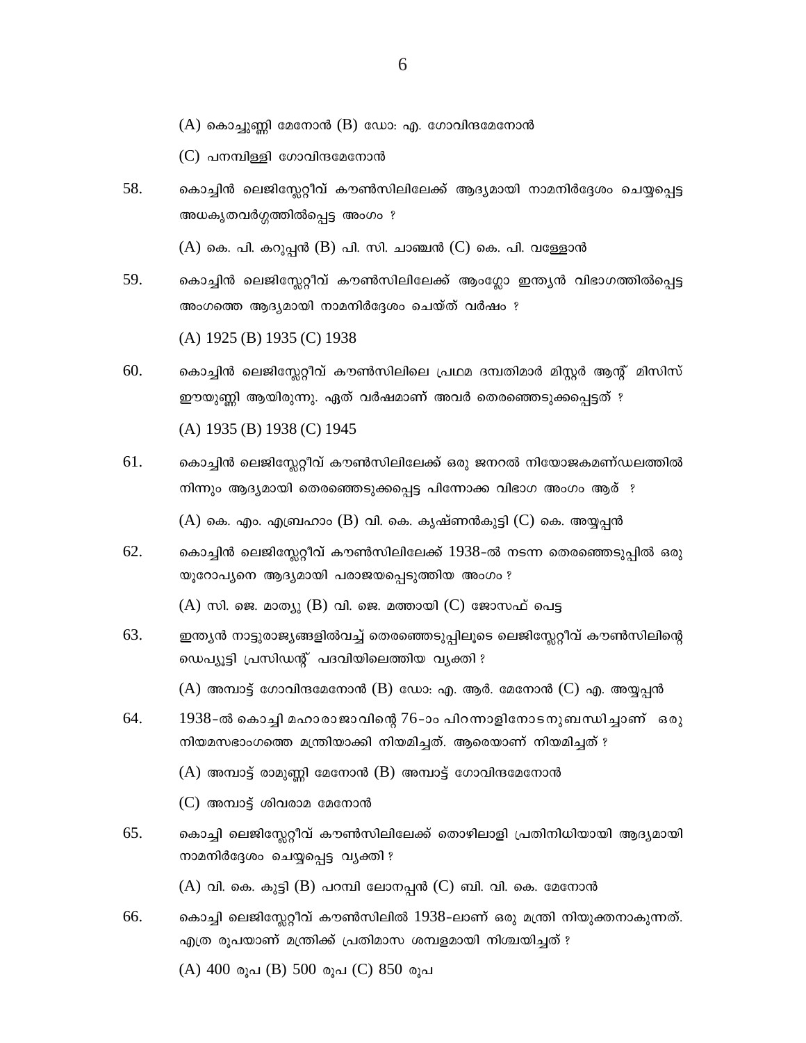(A) കൊച്ചുണ്ണി മേനോൻ (B) ഡോ: എ. ഗോവിന്ദമേനോൻ

(C) പനമ്പിള്ളി ഗോവിന്ദമേനോൻ

58. കൊച്ചിൻ ലെജിസ്ലേറ്റീവ് കൗൺസിലിലേക്ക് ആദ്യമായി നാമനിർദ്ദേശം ചെയ്യപ്പെട്ട അധകൃതവർഗ്ഗത്തിൽപ്പെട്ട അംഗം ?

(A) കെ. പി. കറുപ്പൻ (B) പി. സി. ചാഞ്ചൻ (C) കെ. പി. വള്ളോൻ

59. കൊച്ചിൻ ലെജിസ്ലേറ്റീവ് കൗൺസിലിലേക്ക് ആംഗ്ലോ ഇന്ത്യൻ വിഭാഗത്തിൽപ്പെട്ട അംഗത്തെ ആദ്യമായി നാമനിർദ്ദേശം ചെയ്ത് വർഷം ?

(A) 1925 (B) 1935 (C) 1938

60. കൊച്ചിൻ ലെജിസ്ലേറ്റീവ് കൗൺസിലിലെ പ്രഥമ ദമ്പതിമാർ മിസ്റ്റർ ആന്റ് മിസിസ് ഈയുണ്ണി ആയിരുന്നു. ഏത് വർഷമാണ് അവർ തെരഞ്ഞെടുക്കപ്പെട്ടത് ?

(A) 1935 (B) 1938 (C) 1945

61. കൊച്ചിൻ ലെജിസ്ലേറ്റീവ് കൗൺസിലിലേക്ക് ഒരു ജനറൽ നിയോജകമണ്ഡലത്തിൽ നിന്നും ആദ്യമായി തെരഞ്ഞെടുക്കപ്പെട്ട പിന്നോക്ക വിഭാഗ അംഗം ആര് ?

(A) കെ. എം. എബ്രഹാം (B) വി. കെ. കൃഷ്ണൻകുട്ടി (C) കെ. അയ്യപ്പൻ

62. കൊച്ചിൻ ലെജിസ്ലേറ്റീവ് കൗൺസിലിലേക്ക് 1938-ൽ നടന്ന തെരഞ്ഞെടുപ്പിൽ ഒരു യൂറോപ്യനെ ആദ്യമായി പരാജയപ്പെടുത്തിയ അംഗം ?

(A) സി. ജെ. മാത്യു (B) വി. ജെ. മത്തായി (C) ജോസഫ് പെട്ട

63. ഇന്ത്യൻ നാട്ടുരാജ്യങ്ങളിൽവച്ച് തെരഞ്ഞെടുപ്പിലൂടെ ലെജിസ്ലേറ്റീവ് കൗൺസിലിന്റെ ഡെപ്യൂട്ടി പ്രസിഡന്റ് പദവിയിലെത്തിയ വ്യക്തി ?

(A) അമ്പാട്ട് ഗോവിന്ദമേനോൻ (B) ഡോ: എ. ആർ. മേനോൻ (C) എ. അയ്യപ്പൻ

64. 1938-ൽ കൊച്ചി മഹാരാജാവിന്റെ 76-ാം പിറന്നാളിനോടനുബന്ധിച്ചാണ് ഒരു നിയമസഭാംഗത്തെ മന്ത്രിയാക്കി നിയമിച്ചത്. ആരെയാണ് നിയമിച്ചത് ?

(A) അമ്പാട്ട് രാമുണ്ണി മേനോൻ (B) അമ്പാട്ട് ഗോവിന്ദമേനോൻ

(C) അമ്പാട്ട് ശിവരാമ മേനോൻ

65. കൊച്ചി ലെജിസ്ലേറ്റീവ് കൗൺസിലിലേക്ക് തൊഴിലാളി പ്രതിനിധിയായി ആദ്യമായി നാമനിർദ്ദേശം ചെയ്യപ്പെട്ട വ്യക്തി ?

(A) വി. കെ. കുട്ടി (B) പറമ്പി ലോനപ്പൻ (C) ബി. വി. കെ. മേനോൻ

66. കൊച്ചി ലെജിസ്ലേറ്റീവ് കൗൺസിലിൽ 1938-ലാണ് ഒരു മന്ത്രി നിയുക്തനാകുന്നത്. എത്ര രൂപയാണ് മന്ത്രിക്ക് പ്രതിമാസ ശമ്പളമായി നിശ്ചയിച്ചത് ?

(A) 400 രൂപ (B) 500 രൂപ (C) 850 രൂപ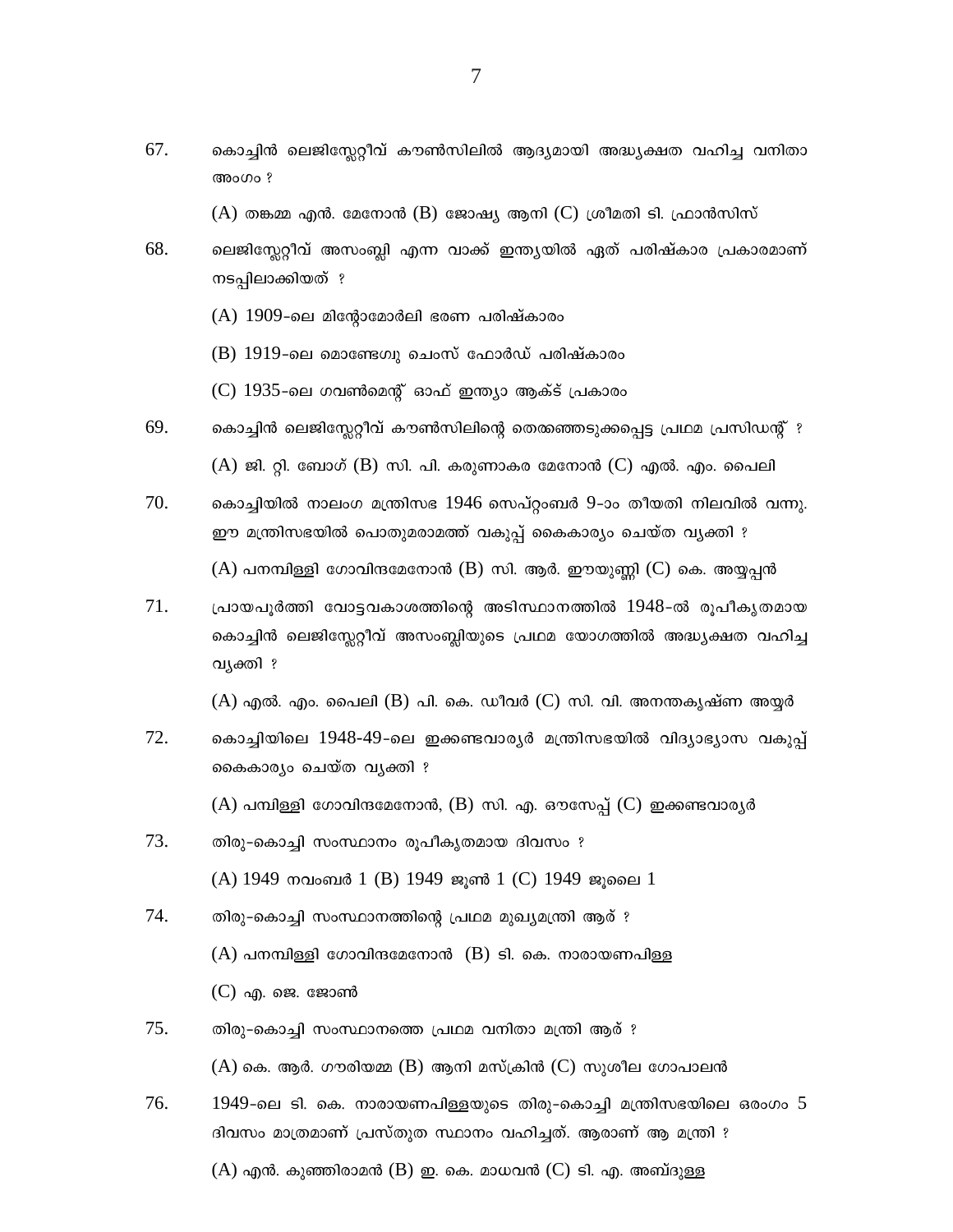67. കൊച്ചിൻ ലെജിസ്ലേറ്റീവ് കൗൺസിലിൽ ആദ്യമായി അദ്ധ്യക്ഷത വഹിച്ച വനിതാ അംഗം ?

(A) തങ്കമ്മ എൻ. മേനോൻ (B) ജോഷ്യ ആനി (C) ശ്രീമതി ടി. ഫ്രാൻസിസ്

68. ലെജിസ്ലേറ്റീവ് അസംബ്ലി എന്ന വാക്ക് ഇന്ത്യയിൽ ഏത് പരിഷ്കാര പ്രകാരമാണ് നടപ്പിലാക്കിയത് ?

(A) 1909-ലെ മിന്റോമോർലി ഭരണ പരിഷ്കാരം

(B) 1919-ലെ മൊണ്ടേഗ്വു ചെംസ് ഫോർഡ് പരിഷ്കാരം

(C) 1935-ലെ ഗവൺമെന്റ് ഓഫ് ഇന്ത്യാ ആക്ട് പ്രകാരം

69. കൊച്ചിൻ ലെജിസ്ലേറ്റീവ് കൗൺസിലിന്റെ തെരഞ്ഞെടുക്കപ്പെട്ട പ്രഥമ പ്രസിഡന്റ് ?

(A) ജി. റ്റി. ബോഗ് (B) സി. പി. കരുണാകര മേനോൻ (C) എൽ. എം. പൈലി

70. കൊച്ചിയിൽ നാലംഗ മന്ത്രിസഭ 1946 സെപ്റ്റംബർ 9-ാം തീയതി നിലവിൽ വന്നു. ഈ മന്ത്രിസഭയിൽ പൊതുമരാമത്ത് വകുപ്പ് കൈകാര്യം ചെയ്ത വ്യക്തി ?

(A) പനമ്പിള്ളി ഗോവിന്ദമേനോൻ (B) സി. ആർ. ഈയുണ്ണി (C) കെ. അയ്യപ്പൻ

71. പ്രായപൂർത്തി വോട്ടവകാശത്തിന്റെ അടിസ്ഥാനത്തിൽ 1948-ൽ രൂപീകൃതമായ കൊച്ചിൻ ലെജിസ്ലേറ്റീവ് അസംബ്ലിയുടെ പ്രഥമ യോഗത്തിൽ അദ്ധ്യക്ഷത വഹിച്ച വ്യക്തി ?

(A) എൽ. എം. പൈലി (B) പി. കെ. ഡീവർ (C) സി. വി. അനന്തകൃഷ്ണ അയ്യർ

72. കൊച്ചിയിലെ 1948-49-ലെ ഇക്കണ്ടവാര്യർ മന്ത്രിസഭയിൽ വിദ്യാഭ്യാസ വകുപ്പ് കൈകാര്യം ചെയ്ത വ്യക്തി ?

(A) പമ്പിള്ളി ഗോവിന്ദമേനോൻ, (B) സി. എ. ഔസേപ്പ് (C) ഇക്കണ്ടവാര്യർ

73. തിരു-കൊച്ചി സംസ്ഥാനം രൂപീകൃതമായ ദിവസം ?

(A) 1949 നവംബർ 1 (B) 1949 ജൂൺ 1 (C) 1949 ജൂലൈ 1

74. തിരു-കൊച്ചി സംസ്ഥാനത്തിന്റെ പ്രഥമ മുഖ്യമന്ത്രി ആര് ?

(A) പനമ്പിള്ളി ഗോവിന്ദമേനോൻ (B) ടി. കെ. നാരായണപിള്ള

(C) എ. ജെ. ജോൺ

75. തിരു-കൊച്ചി സംസ്ഥാനത്തെ പ്രഥമ വനിതാ മന്ത്രി ആര് ?

(A) കെ. ആർ. ഗൗരിയമ്മ (B) ആനി മസ്ക്രിൻ (C) സുശീല ഗോപാലൻ

76. 1949-ലെ ടി. കെ. നാരായണപിള്ളയുടെ തിരു-കൊച്ചി മന്ത്രിസഭയിലെ ഒരംഗം 5 ദിവസം മാത്രമാണ് പ്രസ്തുത സ്ഥാനം വഹിച്ചത്. ആരാണ് ആ മന്ത്രി ?

(A) എൻ. കുഞ്ഞിരാമൻ (B) ഇ. കെ. മാധവൻ (C) ടി. എ. അബ്ദുള്ള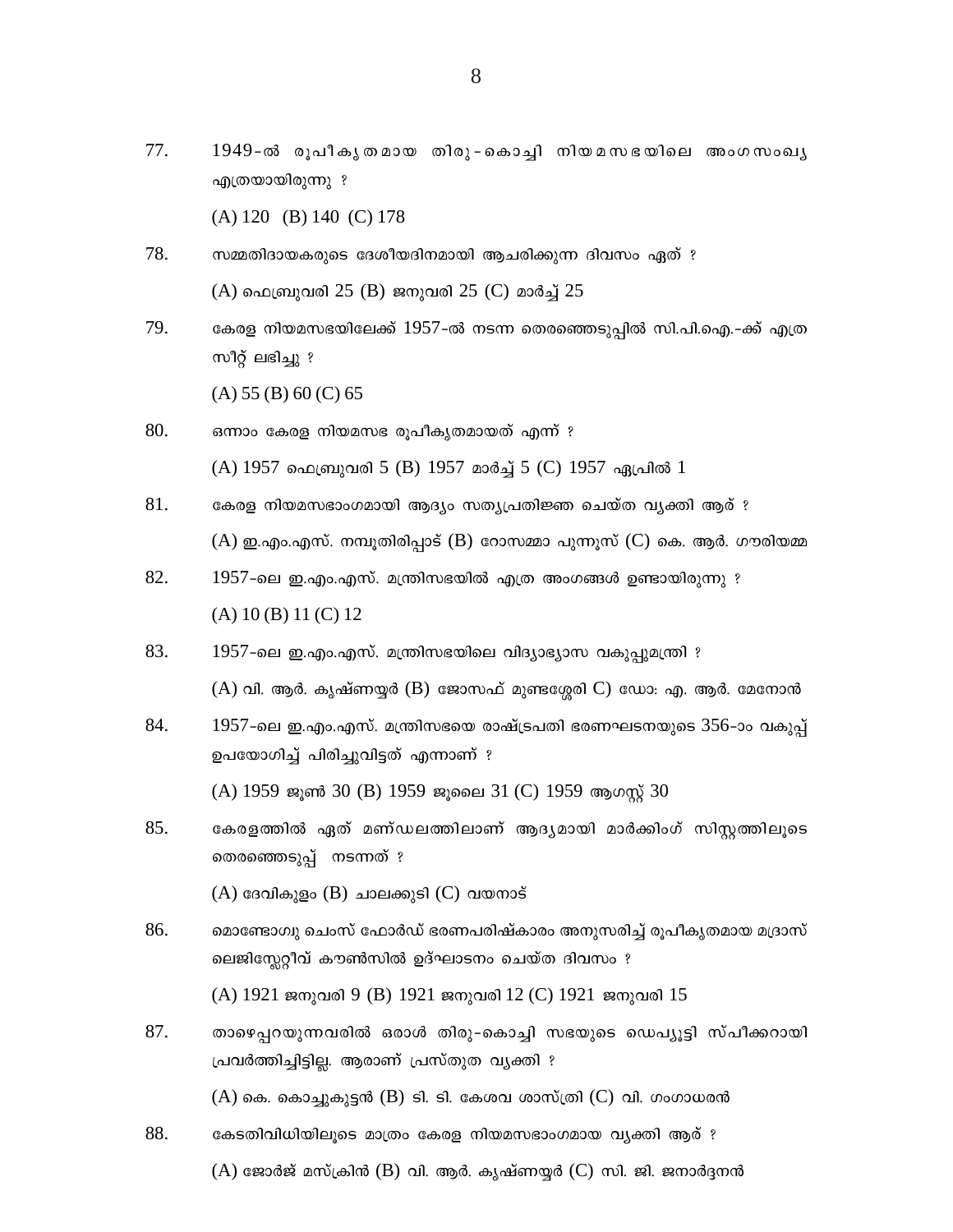77. 1949-ൽ രൂപീകൃതമായ തിരു-കൊച്ചി നിയമസഭയിലെ അംഗസംഖ്യ എത്രയായിരുന്നു ?

(A) 120 (B) 140 (C) 178

78. സമ്മതിദായകരുടെ ദേശീയദിനമായി ആചരിക്കുന്ന ദിവസം ഏത് ?

(A) ഫെബ്രുവരി 25 (B) ജനുവരി 25 (C) മാർച്ച് 25

79. കേരള നിയമസഭയിലേക്ക് 1957-ൽ നടന്ന തെരഞ്ഞെടുപ്പിൽ സി.പി.ഐ.-ക്ക് എത്ര സീറ്റ് ലഭിച്ചു ?

(A) 55 (B) 60 (C) 65

80. ഒന്നാം കേരള നിയമസഭ രൂപീകൃതമായത് എന്ന് ?

(A) 1957 ഫെബ്രുവരി 5 (B) 1957 മാർച്ച് 5 (C) 1957 ഏപ്രിൽ 1

81. കേരള നിയമസഭാംഗമായി ആദ്യം സത്യപ്രതിജ്ഞ ചെയ്ത വ്യക്തി ആര് ?

(A) ഇ.എം.എസ്. നമ്പൂതിരിപ്പാട് (B) റോസമ്മാ പുന്നൂസ് (C) കെ. ആർ. ഗൗരിയമ്മ

82. 1957-ലെ ഇ.എം.എസ്. മന്ത്രിസഭയിൽ എത്ര അംഗങ്ങൾ ഉണ്ടായിരുന്നു ?

(A) 10 (B) 11 (C) 12

83. 1957-ലെ ഇ.എം.എസ്. മന്ത്രിസഭയിലെ വിദ്യാഭ്യാസ വകുപ്പുമന്ത്രി ?

(A) വി. ആർ. കൃഷ്ണയ്യർ (B) ജോസഫ് മുണ്ടശ്ശേരി C) ഡോ: എ. ആർ. മേനോൻ

84. 1957-ലെ ഇ.എം.എസ്. മന്ത്രിസഭയെ രാഷ്ട്രപതി ഭരണഘടനയുടെ 356-ാം വകുപ്പ് ഉപയോഗിച്ച് പിരിച്ചുവിട്ടത് എന്നാണ് ?

(A) 1959 ജൂൺ 30 (B) 1959 ജൂലൈ 31 (C) 1959 ആഗസ്റ്റ് 30

85. കേരളത്തിൽ ഏത് മണ്ഡലത്തിലാണ് ആദ്യമായി മാർക്കിംഗ് സിസ്റ്റത്തിലൂടെ തെരഞ്ഞെടുപ്പ് നടന്നത് ?

(A) ദേവികുളം (B) ചാലക്കുടി (C) വയനാട്

86. മൊണ്ടേഗ്യു ചെംസ് ഫോർഡ് ഭരണപരിഷ്കാരം അനുസരിച്ച് രൂപീകൃതമായ മദ്രാസ് ലെജിസ്ലേറ്റീവ് കൗൺസിൽ ഉദ്ഘാടനം ചെയ്ത ദിവസം ?

(A) 1921 ജനുവരി 9 (B) 1921 ജനുവരി 12 (C) 1921 ജനുവരി 15

87. താഴെപ്പറയുന്നവരിൽ ഒരാൾ തിരു-കൊച്ചി സഭയുടെ ഡെപ്യൂട്ടി സ്പീക്കറായി പ്രവർത്തിച്ചിട്ടില്ല. ആരാണ് പ്രസ്തുത വ്യക്തി ?

(A) കെ. കൊച്ചുകുട്ടൻ (B) ടി. ടി. കേശവ ശാസ്ത്രി (C) വി. ഗംഗാധരൻ

88. കോടതിവിധിയിലൂടെ മാത്രം കേരള നിയമസഭാംഗമായ വ്യക്തി ആര് ?

(A) ജോർജ് മസ്ക്രിൻ (B) വി. ആർ. കൃഷ്ണയ്യർ (C) സി. ജി. ജനാർദ്ദനൻ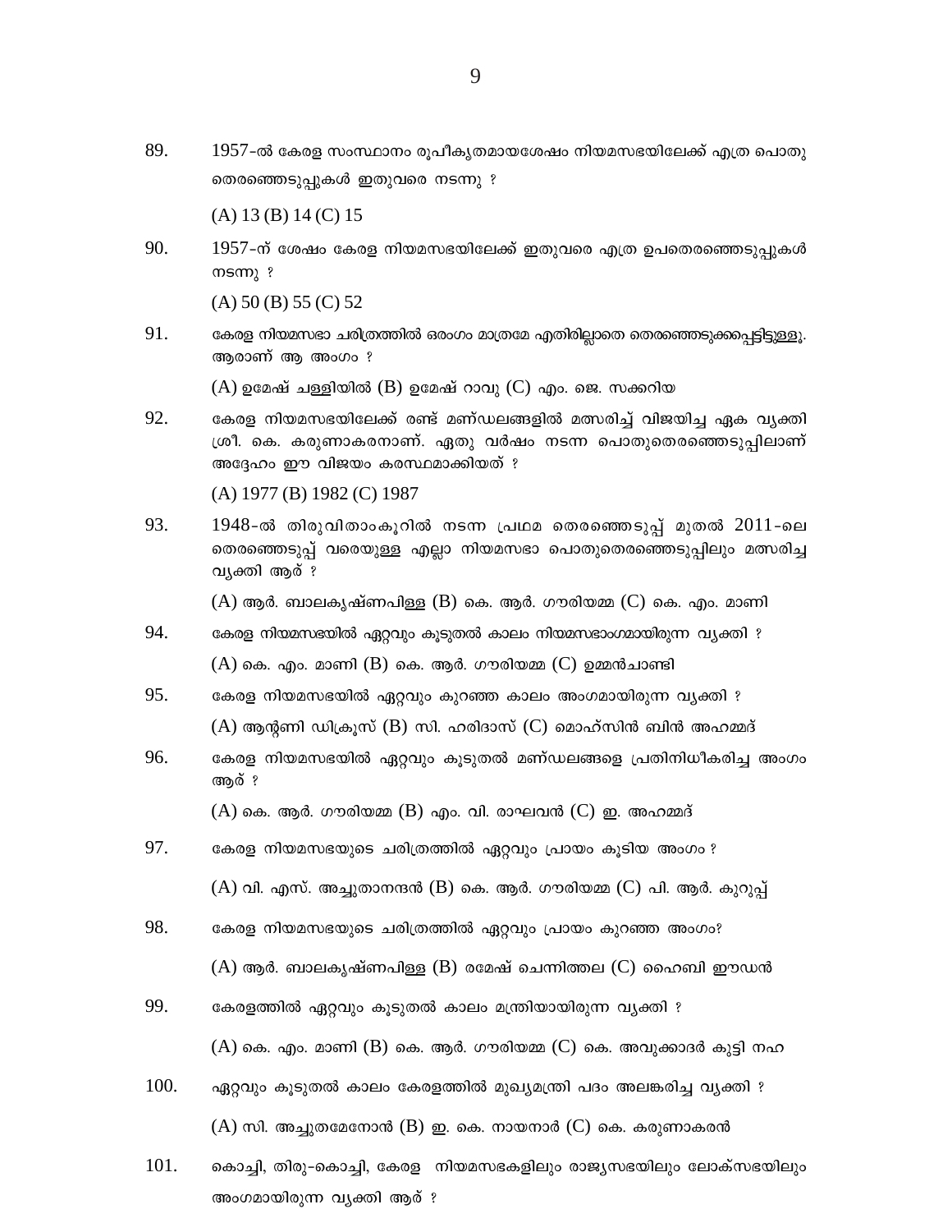89. 1957-ൽ കേരള സംസ്ഥാനം രൂപീകൃതമായശേഷം നിയമസഭയിലേക്ക് എത്ര പൊതു തെരഞ്ഞെടുപ്പുകൾ ഇതുവരെ നടന്നു ?

(A) 13 (B) 14 (C) 15

90. 1957-ന് ശേഷം കേരള നിയമസഭയിലേക്ക് ഇതുവരെ എത്ര ഉപതെരഞ്ഞെടുപ്പുകൾ നടന്നു ?

(A) 50 (B) 55 (C) 52

91. കേരള നിയമസഭാ ചരിത്രത്തിൽ ഒരംഗം മാത്രമേ എതിരില്ലാതെ തെരഞ്ഞെടുക്കപ്പെട്ടിട്ടുള്ളൂ. ആരാണ് ആ അംഗം ?

(A) ഉമേഷ് ചള്ളിയിൽ (B) ഉമേഷ് റാവു (C) എം. ജെ. സക്കറിയ

92. കേരള നിയമസഭയിലേക്ക് രണ്ട് മണ്ഡലങ്ങളിൽ മത്സരിച്ച് വിജയിച്ച ഏക വ്യക്തി ശ്രീ. കെ. കരുണാകരനാണ്. ഏതു വർഷം നടന്ന പൊതുതെരഞ്ഞെടുപ്പിലാണ് അദ്ദേഹം ഈ വിജയം കരസ്ഥമാക്കിയത് ?

(A) 1977 (B) 1982 (C) 1987

93. 1948-ൽ തിരുവിതാംകൂറിൽ നടന്ന പ്രഥമ തെരഞ്ഞെടുപ്പ് മുതൽ 2011-ലെ തെരഞ്ഞെടുപ്പ് വരെയുള്ള എല്ലാ നിയമസഭാ പൊതുതെരഞ്ഞെടുപ്പിലും മത്സരിച്ച വ്യക്തി ആര് ?

(A) ആർ. ബാലകൃഷ്ണപിള്ള (B) കെ. ആർ. ഗൗരിയമ്മ (C) കെ. എം. മാണി

94. കേരള നിയമസഭയിൽ ഏറ്റവും കൂടുതൽ കാലം നിയമസഭാംഗമായിരുന്ന വ്യക്തി ?

(A) കെ. എം. മാണി (B) കെ. ആർ. ഗൗരിയമ്മ (C) ഉമ്മൻചാണ്ടി

95. കേരള നിയമസഭയിൽ ഏറ്റവും കുറഞ്ഞ കാലം അംഗമായിരുന്ന വ്യക്തി ?

(A) ആന്റണി ഡിക്രൂസ് (B) സി. ഹരിദാസ് (C) മൊഹ്സിൻ ബിൻ അഹമ്മദ്

96. കേരള നിയമസഭയിൽ ഏറ്റവും കൂടുതൽ മണ്ഡലങ്ങളെ പ്രതിനിധീകരിച്ച അംഗം ആര് ?

(A) കെ. ആർ. ഗൗരിയമ്മ (B) എം. വി. രാഘവൻ (C) ഇ. അഹമ്മദ്

97. കേരള നിയമസഭയുടെ ചരിത്രത്തിൽ ഏറ്റവും പ്രായം കൂടിയ അംഗം ?

(A) വി. എസ്. അച്ചുതാനന്ദൻ (B) കെ. ആർ. ഗൗരിയമ്മ (C) പി. ആർ. കുറുപ്പ്

98. കേരള നിയമസഭയുടെ ചരിത്രത്തിൽ ഏറ്റവും പ്രായം കുറഞ്ഞ അംഗം?

(A) ആർ. ബാലകൃഷ്ണപിള്ള (B) രമേഷ് ചെന്നിത്തല (C) ഹൈബി ഈഡൻ

99. കേരളത്തിൽ ഏറ്റവും കൂടുതൽ കാലം മന്ത്രിയായിരുന്ന വ്യക്തി ?

(A) കെ. എം. മാണി (B) കെ. ആർ. ഗൗരിയമ്മ (C) കെ. അവുക്കാദർ കുട്ടി നഹ

100. ഏറ്റവും കൂടുതൽ കാലം കേരളത്തിൽ മുഖ്യമന്ത്രി പദം അലങ്കരിച്ച വ്യക്തി ?

(A) സി. അച്ചുതമേനോൻ (B) ഇ. കെ. നായനാർ (C) കെ. കരുണാകരൻ

101. കൊച്ചി, തിരു-കൊച്ചി, കേരള നിയമസഭകളിലും രാജ്യസഭയിലും ലോക്സഭയിലും അംഗമായിരുന്ന വ്യക്തി ആര് ?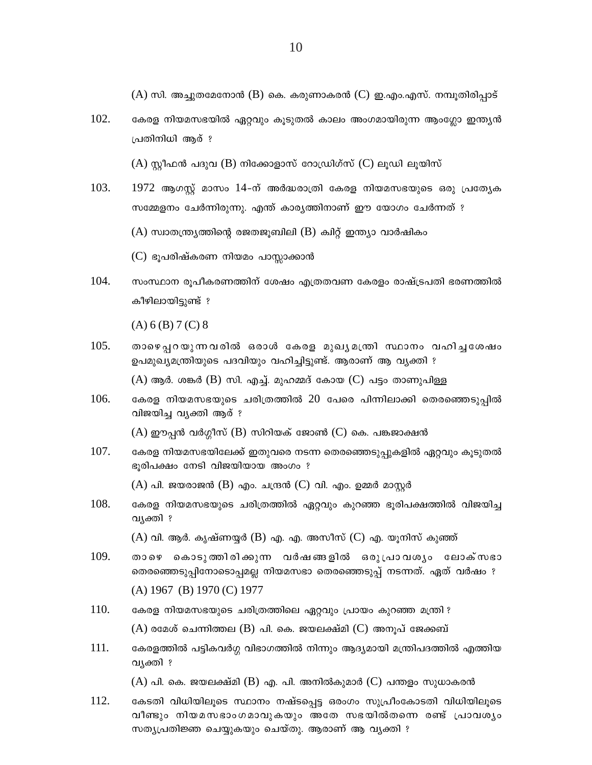(A) സി. അച്ചുതമേനോൻ (B) കെ. കരുണാകരൻ (C) ഇ.എം.എസ്. നമ്പൂതിരിപ്പാട്

102. കേരള നിയമസഭയിൽ ഏറ്റവും കൂടുതൽ കാലം അംഗമായിരുന്ന ആംഗ്ലോ ഇന്ത്യൻ പ്രതിനിധി ആര് ?

(A) സ്റ്റീഫൻ പദുവ (B) നിക്കോളാസ് റോഡ്രിഗ്സ് (C) ലൂഡി ലൂയിസ്

103. 1972 ആഗസ്റ്റ് മാസം 14-ന് അർദ്ധരാത്രി കേരള നിയമസഭയുടെ ഒരു പ്രത്യേക സമ്മേളനം ചേർന്നിരുന്നു. എന്ത് കാര്യത്തിനാണ് ഈ യോഗം ചേർന്നത് ?

(A) സ്വാതന്ത്ര്യത്തിന്റെ രജതജൂബിലി (B) ക്വിറ്റ് ഇന്ത്യാ വാർഷികം

(C) ഭൂപരിഷ്കരണ നിയമം പാസ്സാക്കാൻ

104. സംസ്ഥാന രൂപീകരണത്തിന് ശേഷം എത്രതവണ കേരളം രാഷ്ട്രപതി ഭരണത്തിൽ കീഴിലായിട്ടുണ്ട് ?

(A) 6 (B) 7 (C) 8

105. താഴെപ്പറയുന്നവരിൽ ഒരാൾ കേരള മുഖ്യമന്ത്രി സ്ഥാനം വഹിച്ചശേഷം ഉപമുഖ്യമന്ത്രിയുടെ പദവിയും വഹിച്ചിട്ടുണ്ട്. ആരാണ് ആ വ്യക്തി ?

(A) ആർ. ശങ്കർ (B) സി. എച്ച്. മുഹമ്മദ് കോയ (C) പട്ടം താണുപിള്ള

106. കേരള നിയമസഭയുടെ ചരിത്രത്തിൽ 20 പേരെ പിന്നിലാക്കി തെരഞ്ഞെടുപ്പിൽ വിജയിച്ച വ്യക്തി ആര് ?

(A) ഈപ്പൻ വർഗ്ഗീസ് (B) സിറിയക് ജോൺ (C) കെ. പങ്കജാക്ഷൻ

107. കേരള നിയമസഭയിലേക്ക് ഇതുവരെ നടന്ന തെരഞ്ഞെടുപ്പുകളിൽ ഏറ്റവും കൂടുതൽ ഭൂരിപക്ഷം നേടി വിജയിയായ അംഗം ?

(A) പി. ജയരാജൻ (B) എം. ചന്ദ്രൻ (C) വി. എം. ഉമ്മർ മാസ്റ്റർ

108. കേരള നിയമസഭയുടെ ചരിത്രത്തിൽ ഏറ്റവും കുറഞ്ഞ ഭൂരിപക്ഷത്തിൽ വിജയിച്ച വ്യക്തി ?

(A) വി. ആർ. കൃഷ്ണയ്യർ (B) എ. എ. അസീസ് (C) എ. യൂനിസ് കുഞ്ഞ്

109. താഴെ കൊടുത്തിരിക്കുന്ന വർഷങ്ങളിൽ ഒരുപ്രാവശ്യം ലോക്സഭാ തെരഞ്ഞെടുപ്പിനോടൊപ്പമല്ല നിയമസഭാ തെരഞ്ഞെടുപ്പ് നടന്നത്. ഏത് വർഷം ?

(A) 1967 (B) 1970 (C) 1977

110. കേരള നിയമസഭയുടെ ചരിത്രത്തിലെ ഏറ്റവും പ്രായം കുറഞ്ഞ മന്ത്രി ?

(A) രമേശ് ചെന്നിത്തല (B) പി. കെ. ജയലക്ഷ്മി (C) അനൂപ് ജേക്കബ്

111. കേരളത്തിൽ പട്ടികവർഗ്ഗ വിഭാഗത്തിൽ നിന്നും ആദ്യമായി മന്ത്രിപദത്തിൽ എത്തിയ വ്യക്തി ?

(A) പി. കെ. ജയലക്ഷ്മി (B) എ. പി. അനിൽകുമാർ (C) പന്തളം സുധാകരൻ

112. കോടതി വിധിയിലൂടെ സ്ഥാനം നഷ്ടപ്പെട്ട ഒരംഗം സുപ്രീംകോടതി വിധിയിലൂടെ വീണ്ടും നിയമസഭാംഗമാവുകയും അതേ സഭയിൽതന്നെ രണ്ട് പ്രാവശ്യം സത്യപ്രതിജ്ഞ ചെയ്യുകയും ചെയ്തു. ആരാണ് ആ വ്യക്തി ?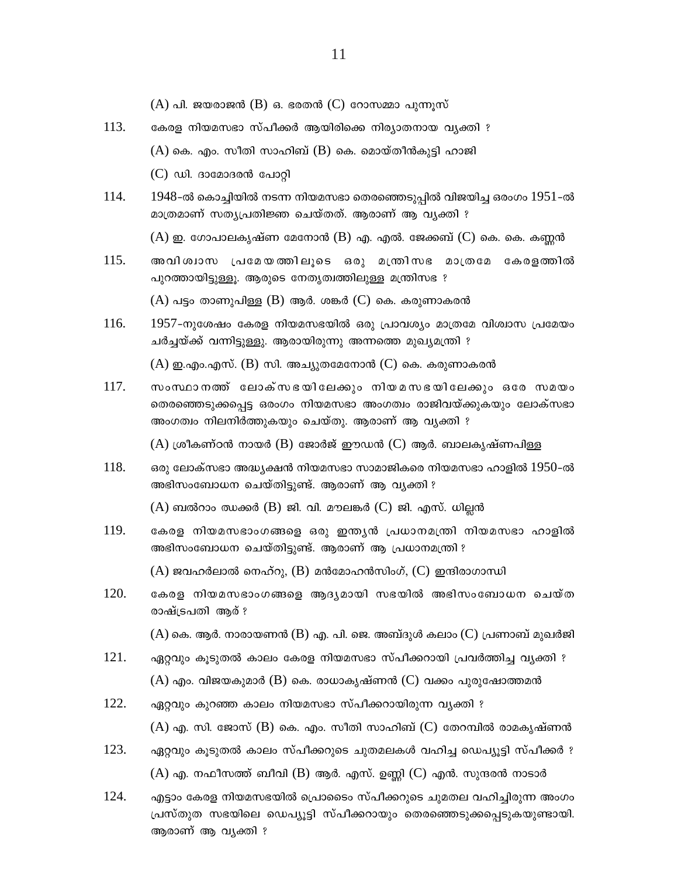(A) പി. ജയരാജൻ (B) ഒ. ഭരതൻ (C) റോസമ്മാ പുന്നൂസ്

113. കേരള നിയമസഭാ സ്പീക്കർ ആയിരിക്കെ നിര്യാതനായ വ്യക്തി ?

(A) കെ. എം. സീതി സാഹിബ് (B) കെ. മൊയ്തീൻകുട്ടി ഹാജി

(C) ഡി. ദാമോദരൻ പോറ്റി

114. 1948-ൽ കൊച്ചിയിൽ നടന്ന നിയമസഭാ തെരഞ്ഞെടുപ്പിൽ വിജയിച്ച ഒരംഗം 1951-ൽ മാത്രമാണ് സത്യപ്രതിജ്ഞ ചെയ്തത്. ആരാണ് ആ വ്യക്തി ?

(A) ഇ. ഗോപാലകൃഷ്ണ മേനോൻ (B) എ. എൽ. ജേക്കബ് (C) കെ. കെ. കണ്ണൻ

115. അവിശ്വാസ പ്രമേയത്തിലൂടെ ഒരു മന്ത്രിസഭ മാത്രമേ കേരളത്തിൽ പുറത്തായിട്ടുള്ളൂ. ആരുടെ നേതൃത്വത്തിലുള്ള മന്ത്രിസഭ ?

(A) പട്ടം താണുപിള്ള (B) ആർ. ശങ്കർ (C) കെ. കരുണാകരൻ

116. 1957-നുശേഷം കേരള നിയമസഭയിൽ ഒരു പ്രാവശ്യം മാത്രമേ വിശ്വാസ പ്രമേയം ചർച്ചയ്ക്ക് വന്നിട്ടുള്ളു. ആരായിരുന്നു അന്നത്തെ മുഖ്യമന്ത്രി ?

(A) ഇ.എം.എസ്. (B) സി. അച്യുതമേനോൻ (C) കെ. കരുണാകരൻ

117. സംസ്ഥാനത്ത് ലോക്സഭയിലേക്കും നിയമസഭയിലേക്കും ഒരേ സമയം തെരഞ്ഞെടുക്കപ്പെട്ട ഒരംഗം നിയമസഭാ അംഗത്വം രാജിവയ്ക്കുകയും ലോക്സഭാ അംഗത്വം നിലനിർത്തുകയും ചെയ്തു. ആരാണ് ആ വ്യക്തി ?

(A) ശ്രീകണ്ഠൻ നായർ (B) ജോർജ് ഈഡൻ (C) ആർ. ബാലകൃഷ്ണപിള്ള

118. ഒരു ലോക്സഭാ അദ്ധ്യക്ഷൻ നിയമസഭാ സാമാജികരെ നിയമസഭാ ഹാളിൽ 1950-ൽ അഭിസംബോധന ചെയ്തിട്ടുണ്ട്. ആരാണ് ആ വ്യക്തി ?

(A) ബൽറാം ഝക്കർ (B) ജി. വി. മൗലങ്കർ (C) ജി. എസ്. ധില്ലൻ

119. കേരള നിയമസഭാംഗങ്ങളെ ഒരു ഇന്ത്യൻ പ്രധാനമന്ത്രി നിയമസഭാ ഹാളിൽ അഭിസംബോധന ചെയ്തിട്ടുണ്ട്. ആരാണ് ആ പ്രധാനമന്ത്രി ?

(A) ജവഹർലാൽ നെഹ്റു, (B) മൻമോഹൻസിംഗ്, (C) ഇന്ദിരാഗാന്ധി

120. കേരള നിയമസഭാംഗങ്ങളെ ആദ്യമായി സഭയിൽ അഭിസംബോധന ചെയ്ത രാഷ്ട്രപതി ആര് ?

(A) കെ. ആർ. നാരായണൻ (B) എ. പി. ജെ. അബ്ദുൾ കലാം (C) പ്രണാബ് മുഖർജി

121. ഏറ്റവും കൂടുതൽ കാലം കേരള നിയമസഭാ സ്പീക്കറായി പ്രവർത്തിച്ച വ്യക്തി ?

(A) എം. വിജയകുമാർ (B) കെ. രാധാകൃഷ്ണൻ (C) വക്കം പുരുഷോത്തമൻ

122. ഏറ്റവും കുറഞ്ഞ കാലം നിയമസഭാ സ്പീക്കറായിരുന്ന വ്യക്തി ?

(A) എ. സി. ജോസ് (B) കെ. എം. സീതി സാഹിബ് (C) തേറമ്പിൽ രാമകൃഷ്ണൻ

123. ഏറ്റവും കൂടുതൽ കാലം സ്പീക്കറുടെ ചുതമലകൾ വഹിച്ച ഡെപ്യൂട്ടി സ്പീക്കർ ?

(A) എ. നഫീസത്ത് ബീവി (B) ആർ. എസ്. ഉണ്ണി (C) എൻ. സുന്ദരൻ നാടാർ

124. എട്ടാം കേരള നിയമസഭയിൽ പ്രൊടൈം സ്പീക്കറുടെ ചുമതല വഹിച്ചിരുന്ന അംഗം പ്രസ്തുത സഭയിലെ ഡെപ്യൂട്ടി സ്പീക്കറായും തെരഞ്ഞെടുക്കപ്പെടുകയുണ്ടായി. ആരാണ് ആ വ്യക്തി ?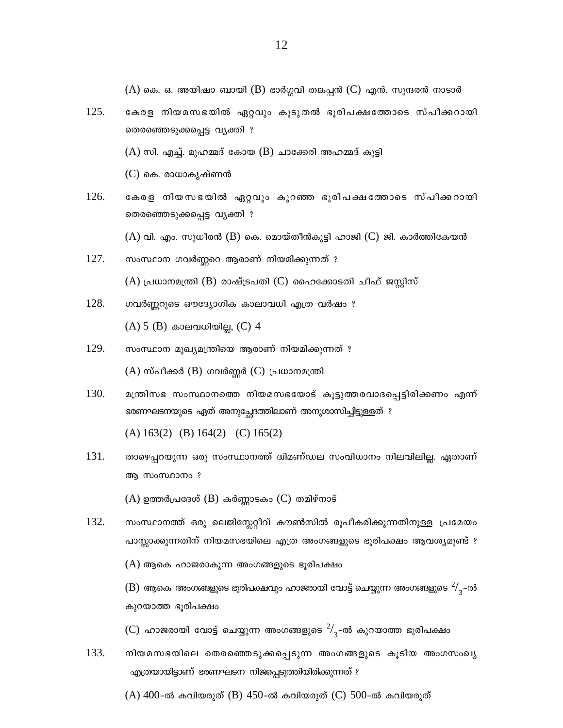(A) കെ. ഒ. അയിഷാ ബായി (B) ഭാർഗ്ഗവി തങ്കപ്പൻ (C) എൻ. സുന്ദരൻ നാടാർ

125. കേരള നിയമസഭയിൽ ഏറ്റവും കൂടുതൽ ഭൂരിപക്ഷത്തോടെ സ്പീക്കറായി തെരഞ്ഞെടുക്കപ്പെട്ട വ്യക്തി ?

(A) സി. എച്ച്. മുഹമ്മദ് കോയ (B) ചാക്കേരി അഹമ്മദ് കുട്ടി

(C) കെ. രാധാകൃഷ്ണൻ

126. കേരള നിയസഭയിൽ ഏറ്റവും കുറഞ്ഞ ഭൂരിപക്ഷത്തോടെ സ്പീക്കറായി തെരഞ്ഞെടുക്കപ്പെട്ട വ്യക്തി ?

(A) വി. എം. സുധീരൻ (B) കെ. മൊയ്തീൻകുട്ടി ഹാജി (C) ജി. കാർത്തികേയൻ

127. സംസ്ഥാന ഗവർണ്ണറെ ആരാണ് നിയമിക്കുന്നത് ?

(A) പ്രധാനമന്ത്രി (B) രാഷ്ട്രപതി (C) ഹൈക്കോടതി ചീഫ് ജസ്റ്റിസ്

128. ഗവർണ്ണറുടെ ഔദ്യോഗിക കാലാവധി എത്ര വർഷം ?

(A) 5 (B) കാലവധിയില്ല, (C) 4

129. സംസ്ഥാന മുഖ്യമന്ത്രിയെ ആരാണ് നിയമിക്കുന്നത് ?

(A) സ്പീക്കർ (B) ഗവർണ്ണർ (C) പ്രധാനമന്ത്രി

130. മന്ത്രിസഭ സംസ്ഥാനത്തെ നിയമസഭയോട് കൂട്ടുത്തരവാദപ്പെട്ടിരിക്കണം എന്ന് ഭരണഘടനയുടെ ഏത് അനുച്ഛേദത്തിലാണ് അനുശാസിച്ചിട്ടുള്ളത് ?

(A) 163(2) (B) 164(2) (C) 165(2)

131. താഴെപ്പറയുന്ന ഒരു സംസ്ഥാനത്ത് ദ്വിമണ്ഡല സംവിധാനം നിലവിലില്ല. ഏതാണ് ആ സംസ്ഥാനം ?

(A) ഉത്തർപ്രദേശ് (B) കർണ്ണാടകം (C) തമിഴ്നാട്

132. സംസ്ഥാനത്ത് ഒരു ലെജിസ്ലേറ്റീവ് കൗൺസിൽ രൂപീകരിക്കുന്നതിനുള്ള പ്രമേയം പാസ്സാക്കുന്നതിന് നിയമസഭയിലെ എത്ര അംഗങ്ങളുടെ ഭൂരിപക്ഷം ആവശ്യമുണ്ട് ?

(A) ആകെ ഹാജരാകുന്ന അംഗങ്ങളുടെ ഭൂരിപക്ഷം

(B) ആകെ അംഗങ്ങളുടെ ഭൂരിപക്ഷവും ഹാജരായി വോട്ട് ചെയ്യുന്ന അംഗങ്ങളുടെ $^{2}/_{3}$-ൽ കുറയാത്ത ഭൂരിപക്ഷം

(C) ഹാജരായി വോട്ട് ചെയ്യുന്ന അംഗങ്ങളുടെ $^{2}/_{3}$-ൽ കുറയാത്ത ഭൂരിപക്ഷം

133. നിയമസഭയിലെ തെരഞ്ഞെടുക്കപ്പെടുന്ന അംഗങ്ങളുടെ കൂടിയ അംഗസംഖ്യ എത്രയായിട്ടാണ് ഭരണഘടന നിജപ്പെടുത്തിയിരിക്കുന്നത് ?

(A) 400-ൽ കവിയരുത് (B) 450-ൽ കവിയരുത് (C) 500-ൽ കവിയരുത്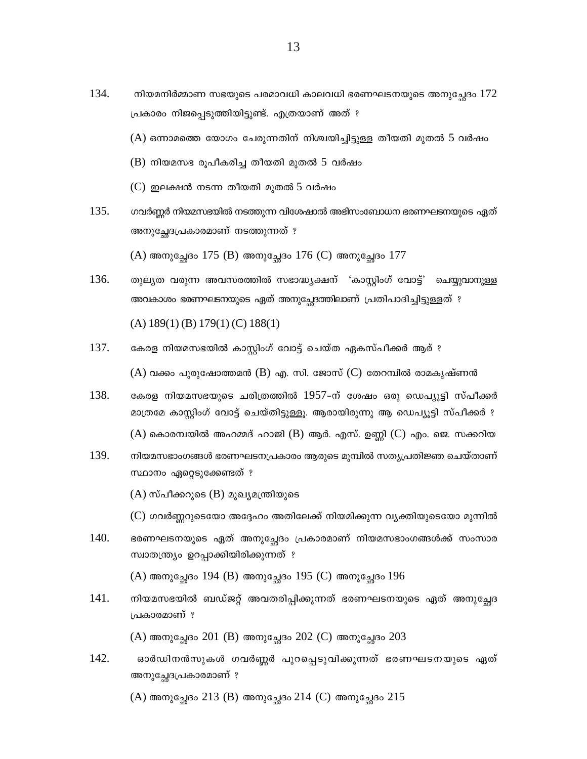134. നിയമനിർമ്മാണ സഭയുടെ പരമാവധി കാലവധി ഭരണഘടനയുടെ അനുച്ഛേദം 172 പ്രകാരം നിജപ്പെടുത്തിയിട്ടുണ്ട്. എത്രയാണ് അത് ?

(A) ഒന്നാമത്തെ യോഗം ചേരുന്നതിന് നിശ്ചയിച്ചിട്ടുള്ള തീയതി മുതൽ 5 വർഷം

(B) നിയമസഭ രൂപീകരിച്ച തീയതി മുതൽ 5 വർഷം

(C) ഇലക്ഷൻ നടന്ന തീയതി മുതൽ 5 വർഷം

135. ഗവർണ്ണർ നിയമസഭയിൽ നടത്തുന്ന വിശേഷാൽ അഭിസംബോധന ഭരണഘടനയുടെ ഏത് അനുച്ഛേദപ്രകാരമാണ് നടത്തുന്നത് ?

(A) അനുച്ഛേദം 175 (B) അനുച്ഛേദം 176 (C) അനുച്ഛേദം 177

136. തുല്യത വരുന്ന അവസരത്തിൽ സഭാദ്ധ്യക്ഷന് 'കാസ്റ്റിംഗ് വോട്ട്' ചെയ്യുവാനുള്ള അവകാശം ഭരണഘടനയുടെ ഏത് അനുച്ഛേദത്തിലാണ് പ്രതിപാദിച്ചിട്ടുള്ളത് ?

(A) 189(1) (B) 179(1) (C) 188(1)

137. കേരള നിയമസഭയിൽ കാസ്റ്റിംഗ് വോട്ട് ചെയ്ത ഏകസ്പീക്കർ ആര് ?

(A) വക്കം പുരുഷോത്തമൻ (B) എ. സി. ജോസ് (C) തേറമ്പിൽ രാമകൃഷ്ണൻ

138. കേരള നിയമസഭയുടെ ചരിത്രത്തിൽ 1957-ന് ശേഷം ഒരു ഡെപ്യൂട്ടി സ്പീക്കർ മാത്രമേ കാസ്റ്റിംഗ് വോട്ട് ചെയ്തിട്ടുള്ളൂ. ആരായിരുന്നു ആ ഡെപ്യൂട്ടി സ്പീക്കർ ?

(A) കൊരമ്പയിൽ അഹമ്മദ് ഹാജി (B) ആർ. എസ്. ഉണ്ണി (C) എം. ജെ. സക്കറിയ

139. നിയമസഭാംഗങ്ങൾ ഭരണഘടനപ്രകാരം ആരുടെ മുമ്പിൽ സത്യപ്രതിജ്ഞ ചെയ്താണ് സ്ഥാനം ഏറ്റെടുക്കേണ്ടത് ?

(A) സ്പീക്കറുടെ (B) മുഖ്യമന്ത്രിയുടെ

(C) ഗവർണ്ണറുടെയോ അദ്ദേഹം അതിലേക്ക് നിയമിക്കുന്ന വ്യക്തിയുടെയോ മുന്നിൽ

140. ഭരണഘടനയുടെ ഏത് അനുച്ഛേദം പ്രകാരമാണ് നിയമസഭാംഗങ്ങൾക്ക് സംസാര സ്വാതന്ത്ര്യം ഉറപ്പാക്കിയിരിക്കുന്നത് ?

(A) അനുച്ഛേദം 194 (B) അനുച്ഛേദം 195 (C) അനുച്ഛേദം 196

141. നിയമസഭയിൽ ബഡ്ജറ്റ് അവതരിപ്പിക്കുന്നത് ഭരണഘടനയുടെ ഏത് അനുച്ഛേദ പ്രകാരമാണ് ?

(A) അനുച്ഛേദം 201 (B) അനുച്ഛേദം 202 (C) അനുച്ഛേദം 203

142. ഓർഡിനൻസുകൾ ഗവർണ്ണർ പുറപ്പെടുവിക്കുന്നത് ഭരണഘടനയുടെ ഏത് അനുച്ഛേദപ്രകാരമാണ് ?

(A) അനുച്ഛേദം 213 (B) അനുച്ഛേദം 214 (C) അനുച്ഛേദം 215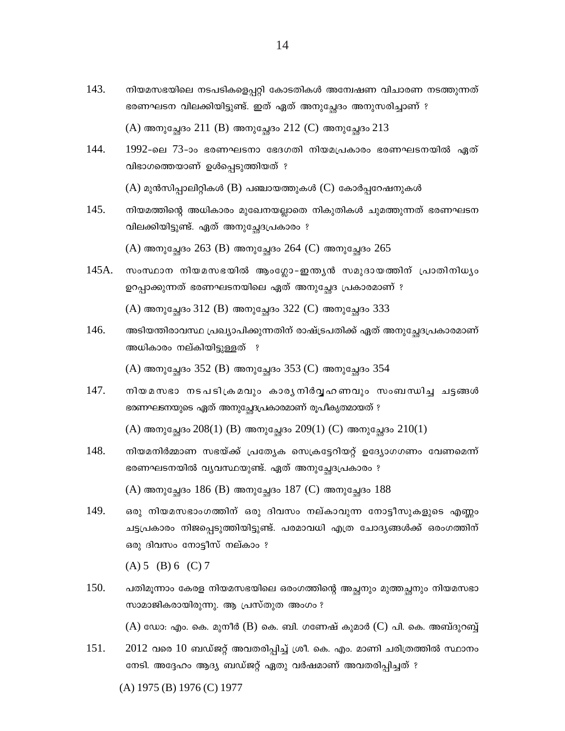143. നിയമസഭയിലെ നടപടികളെപ്പറ്റി കോടതികൾ അന്വേഷണ വിചാരണ നടത്തുന്നത് ഭരണഘടന വിലക്കിയിട്ടുണ്ട്. ഇത് ഏത് അനുച്ഛേദം അനുസരിച്ചാണ് ?

(A) അനുച്ഛേദം 211 (B) അനുച്ഛേദം 212 (C) അനുച്ഛേദം 213

144. 1992-ലെ 73-ാം ഭരണഘടനാ ഭേദഗതി നിയമപ്രകാരം ഭരണഘടനയിൽ ഏത് വിഭാഗത്തെയാണ് ഉൾപ്പെടുത്തിയത് ?

(A) മുൻസിപ്പാലിറ്റികൾ (B) പഞ്ചായത്തുകൾ (C) കോർപ്പറേഷനുകൾ

145. നിയമത്തിന്റെ അധികാരം മുഖേനയല്ലാതെ നികുതികൾ ചുമത്തുന്നത് ഭരണഘടന വിലക്കിയിട്ടുണ്ട്. ഏത് അനുച്ഛേദപ്രകാരം ?

(A) അനുച്ഛേദം 263 (B) അനുച്ഛേദം 264 (C) അനുച്ഛേദം 265

145A. സംസ്ഥാന നിയമസഭയിൽ ആംഗ്ലോ-ഇന്ത്യൻ സമുദായത്തിന് പ്രാതിനിധ്യം ഉറപ്പാക്കുന്നത് ഭരണഘടനയിലെ ഏത് അനുച്ഛേദ പ്രകാരമാണ് ?

(A) അനുച്ഛേദം 312 (B) അനുച്ഛേദം 322 (C) അനുച്ഛേദം 333

146. അടിയന്തിരാവസ്ഥ പ്രഖ്യാപിക്കുന്നതിന് രാഷ്ട്രപതിക്ക് ഏത് അനുച്ഛേദപ്രകാരമാണ് അധികാരം നല്കിയിട്ടുള്ളത് ?

(A) അനുച്ഛേദം 352 (B) അനുച്ഛേദം 353 (C) അനുച്ഛേദം 354

147. നിയമസഭാ നടപടിക്രമവും കാര്യനിർവ്വഹണവും സംബന്ധിച്ച ചട്ടങ്ങൾ ഭരണഘടനയുടെ ഏത് അനുച്ഛേദപ്രകാരമാണ് രൂപീകൃതമായത് ?

(A) അനുച്ഛേദം 208(1) (B) അനുച്ഛേദം 209(1) (C) അനുച്ഛേദം 210(1)

148. നിയമനിർമ്മാണ സഭയ്ക്ക് പ്രത്യേക സെക്രട്ടേറിയറ്റ് ഉദ്യോഗഗണം വേണമെന്ന് ഭരണഘടനയിൽ വ്യവസ്ഥയുണ്ട്. ഏത് അനുച്ഛേദപ്രകാരം ?

(A) അനുച്ഛേദം 186 (B) അനുച്ഛേദം 187 (C) അനുച്ഛേദം 188

149. ഒരു നിയമസഭാംഗത്തിന് ഒരു ദിവസം നല്കാവുന്ന നോട്ടീസുകളുടെ എണ്ണം ചട്ടപ്രകാരം നിജപ്പെടുത്തിയിട്ടുണ്ട്. പരമാവധി എത്ര ചോദ്യങ്ങൾക്ക് ഒരംഗത്തിന് ഒരു ദിവസം നോട്ടീസ് നല്കാം ?

(A) 5 (B) 6 (C) 7

150. പതിമൂന്നാം കേരള നിയമസഭയിലെ ഒരംഗത്തിന്റെ അച്ഛനും മുത്തച്ഛനും നിയമസഭാ സാമാജികരായിരുന്നു. ആ പ്രസ്തുത അംഗം ?

(A) ഡോ: എം. കെ. മുനീർ (B) കെ. ബി. ഗണേഷ് കുമാർ (C) പി. കെ. അബ്ദുറബ്ബ്

151. 2012 വരെ 10 ബഡ്ജറ്റ് അവതരിപ്പിച്ച് ശ്രീ. കെ. എം. മാണി ചരിത്രത്തിൽ സ്ഥാനം നേടി. അദ്ദേഹം ആദ്യ ബഡ്ജറ്റ് ഏതു വർഷമാണ് അവതരിപ്പിച്ചത് ?

(A) 1975 (B) 1976 (C) 1977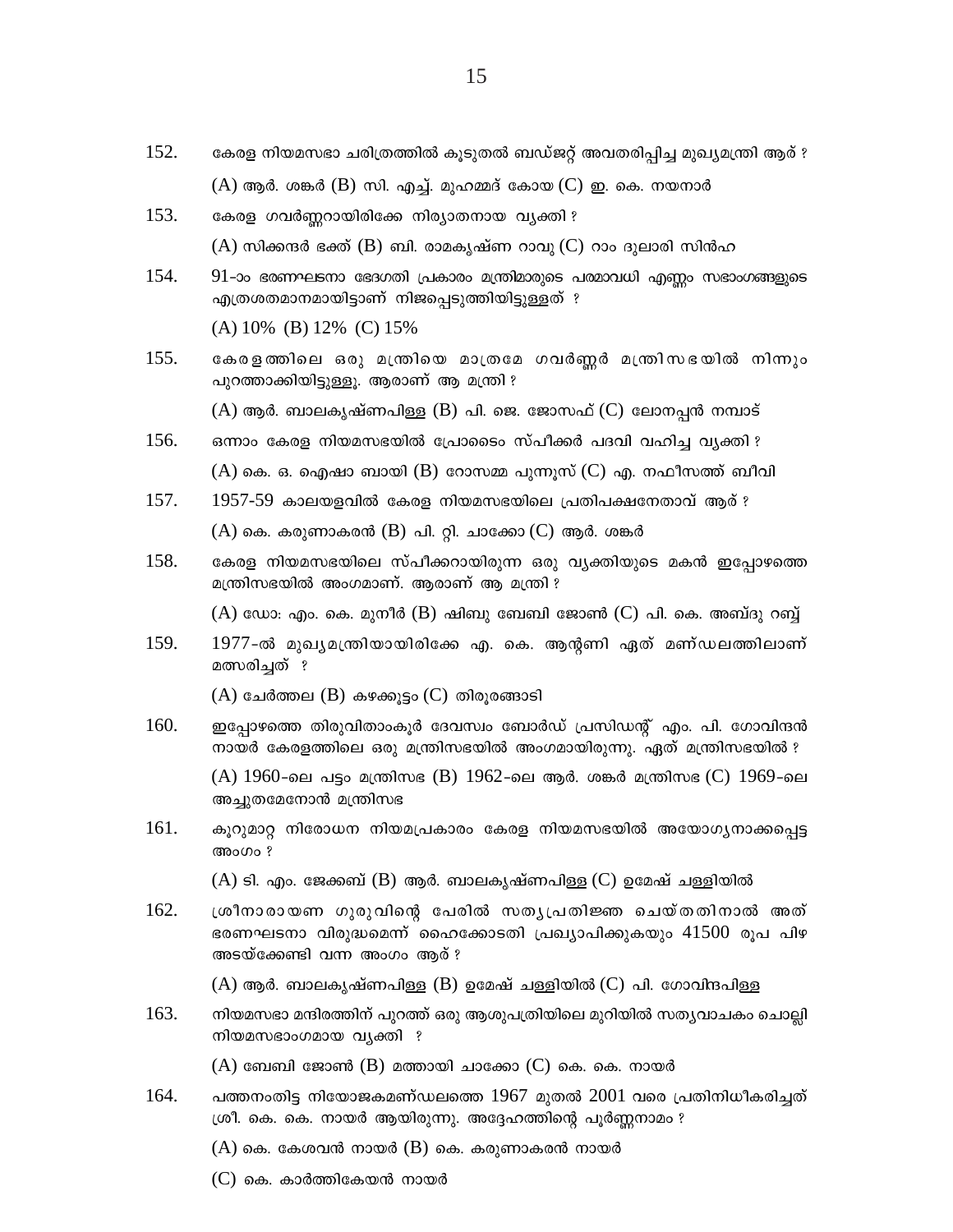152. കേരള നിയമസഭാ ചരിത്രത്തിൽ കൂടുതൽ ബഡ്ജറ്റ് അവതരിപ്പിച്ച മുഖ്യമന്ത്രി ആര് ?

(A) ആർ. ശങ്കർ (B) സി. എച്ച്. മുഹമ്മദ് കോയ (C) ഇ. കെ. നയനാർ

153. കേരള ഗവർണ്ണറായിരിക്കേ നിര്യാതനായ വ്യക്തി ?

(A) സിക്കന്ദർ ഭക്ത് (B) ബി. രാമകൃഷ്ണ റാവു (C) റാം ദുലാരി സിൻഹ

154. 91-ാം ഭരണഘടനാ ഭേദഗതി പ്രകാരം മന്ത്രിമാരുടെ പരമാവധി എണ്ണം സഭാംഗങ്ങളുടെ എത്രശതമാനമായിട്ടാണ് നിജപ്പെടുത്തിയിട്ടുള്ളത് ?

(A) 10% (B) 12% (C) 15%

155. കേരളത്തിലെ ഒരു മന്ത്രിയെ മാത്രമേ ഗവർണ്ണർ മന്ത്രിസഭയിൽ നിന്നും പുറത്താക്കിയിട്ടുള്ളൂ. ആരാണ് ആ മന്ത്രി ?

(A) ആർ. ബാലകൃഷ്ണപിള്ള (B) പി. ജെ. ജോസഫ് (C) ലോനപ്പൻ നമ്പാട്

156. ഒന്നാം കേരള നിയമസഭയിൽ പ്രോടൈം സ്പീക്കർ പദവി വഹിച്ച വ്യക്തി ?

(A) കെ. ഒ. ഐഷാ ബായി (B) റോസമ്മ പുന്നൂസ് (C) എ. നഫീസത്ത് ബീവി

157. 1957-59 കാലയളവിൽ കേരള നിയമസഭയിലെ പ്രതിപക്ഷനേതാവ് ആര് ?

(A) കെ. കരുണാകരൻ (B) പി. റ്റി. ചാക്കോ (C) ആർ. ശങ്കർ

158. കേരള നിയമസഭയിലെ സ്പീക്കറായിരുന്ന ഒരു വ്യക്തിയുടെ മകൻ ഇപ്പോഴത്തെ മന്ത്രിസഭയിൽ അംഗമാണ്. ആരാണ് ആ മന്ത്രി ?

(A) ഡോ: എം. കെ. മുനീർ (B) ഷിബു ബേബി ജോൺ (C) പി. കെ. അബ്ദു റബ്ബ്

159. 1977-ൽ മുഖ്യമന്ത്രിയായിരിക്കേ എ. കെ. ആന്റണി ഏത് മണ്ഡലത്തിലാണ് മത്സരിച്ചത് ?

(A) ചേർത്തല (B) കഴക്കൂട്ടം (C) തിരൂരങ്ങാടി

160. ഇപ്പോഴത്തെ തിരുവിതാംകൂർ ദേവസ്വം ബോർഡ് പ്രസിഡന്റ് എം. പി. ഗോവിന്ദൻ നായർ കേരളത്തിലെ ഒരു മന്ത്രിസഭയിൽ അംഗമായിരുന്നു. ഏത് മന്ത്രിസഭയിൽ ?

(A) 1960-ലെ പട്ടം മന്ത്രിസഭ (B) 1962-ലെ ആർ. ശങ്കർ മന്ത്രിസഭ (C) 1969-ലെ അച്ചുതമേനോൻ മന്ത്രിസഭ

161. കൂറുമാറ്റ നിരോധന നിയമപ്രകാരം കേരള നിയമസഭയിൽ അയോഗ്യനാക്കപ്പെട്ട അംഗം ?

(A) ടി. എം. ജേക്കബ് (B) ആർ. ബാലകൃഷ്ണപിള്ള (C) ഉമേഷ് ചള്ളിയിൽ

162. ശ്രീനാരായണ ഗുരുവിന്റെ പേരിൽ സത്യപ്രതിജ്ഞ ചെയ്തതിനാൽ അത് ഭരണഘടനാ വിരുദ്ധമെന്ന് ഹൈക്കോടതി പ്രഖ്യാപിക്കുകയും 41500 രൂപ പിഴ അടയ്ക്കേണ്ടി വന്ന അംഗം ആര് ?

(A) ആർ. ബാലകൃഷ്ണപിള്ള (B) ഉമേഷ് ചള്ളിയിൽ (C) പി. ഗോവിന്ദപിള്ള

163. നിയമസഭാ മന്ദിരത്തിന് പുറത്ത് ഒരു ആശുപത്രിയിലെ മുറിയിൽ സത്യവാചകം ചൊല്ലി നിയമസഭാംഗമായ വ്യക്തി ?

(A) ബേബി ജോൺ (B) മത്തായി ചാക്കോ (C) കെ. കെ. നായർ

164. പത്തനംതിട്ട നിയോജകമണ്ഡലത്തെ 1967 മുതൽ 2001 വരെ പ്രതിനിധീകരിച്ചത് ശ്രീ. കെ. കെ. നായർ ആയിരുന്നു. അദ്ദേഹത്തിന്റെ പൂർണ്ണനാമം ?

(A) കെ. കേശവൻ നായർ (B) കെ. കരുണാകരൻ നായർ

(C) കെ. കാർത്തികേയൻ നായർ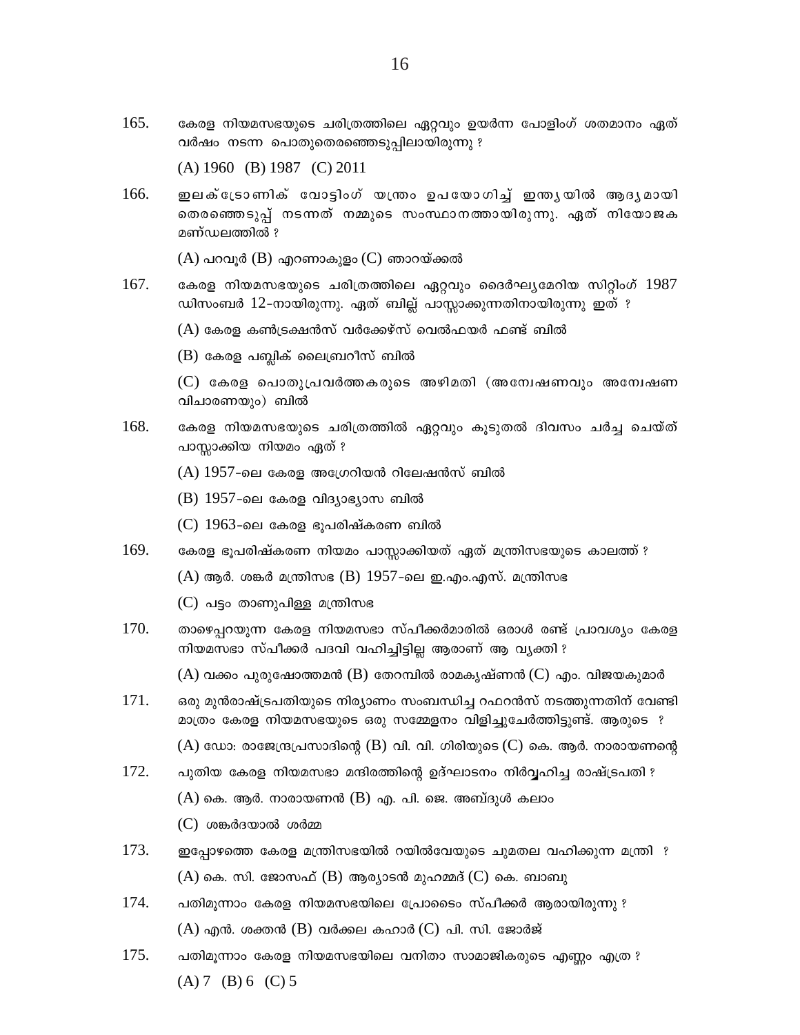165. കേരള നിയമസഭയുടെ ചരിത്രത്തിലെ ഏറ്റവും ഉയർന്ന പോളിംഗ് ശതമാനം ഏത് വർഷം നടന്ന പൊതുതെരഞ്ഞെടുപ്പിലായിരുന്നു ?

(A) 1960 (B) 1987 (C) 2011

166. ഇലക്ട്രോണിക് വോട്ടിംഗ് യന്ത്രം ഉപയോഗിച്ച് ഇന്ത്യയിൽ ആദ്യമായി തെരഞ്ഞെടുപ്പ് നടന്നത് നമ്മുടെ സംസ്ഥാനത്തായിരുന്നു. ഏത് നിയോജക മണ്ഡലത്തിൽ ?

(A) പറവൂർ (B) എറണാകുളം (C) ഞാറയ്ക്കൽ

167. കേരള നിയമസഭയുടെ ചരിത്രത്തിലെ ഏറ്റവും ദൈർഘ്യമേറിയ സിറ്റിംഗ് 1987 ഡിസംബർ 12-നായിരുന്നു. ഏത് ബില്ല് പാസ്സാക്കുന്നതിനായിരുന്നു ഇത് ?

(A) കേരള കൺട്രക്ഷൻസ് വർക്കേഴ്സ് വെൽഫയർ ഫണ്ട് ബിൽ

(B) കേരള പബ്ലിക് ലൈബ്രറീസ് ബിൽ

(C) കേരള പൊതുപ്രവർത്തകരുടെ അഴിമതി (അന്വേഷണവും അന്വേഷണ വിചാരണയും) ബിൽ

168. കേരള നിയമസഭയുടെ ചരിത്രത്തിൽ ഏറ്റവും കൂടുതൽ ദിവസം ചർച്ച ചെയ്ത് പാസ്സാക്കിയ നിയമം ഏത് ?

(A) 1957-ലെ കേരള അഗ്രേറിയൻ റിലേഷൻസ് ബിൽ

(B) 1957-ലെ കേരള വിദ്യാഭ്യാസ ബിൽ

(C) 1963-ലെ കേരള ഭൂപരിഷ്കരണ ബിൽ

169. കേരള ഭൂപരിഷ്കരണ നിയമം പാസ്സാക്കിയത് ഏത് മന്ത്രിസഭയുടെ കാലത്ത് ?

(A) ആർ. ശങ്കർ മന്ത്രിസഭ (B) 1957-ലെ ഇ.എം.എസ്. മന്ത്രിസഭ

(C) പട്ടം താണുപിള്ള മന്ത്രിസഭ

170. താഴെപ്പറയുന്ന കേരള നിയമസഭാ സ്പീക്കർമാരിൽ ഒരാൾ രണ്ട് പ്രാവശ്യം കേരള നിയമസഭാ സ്പീക്കർ പദവി വഹിച്ചിട്ടില്ല ആരാണ് ആ വ്യക്തി ?

(A) വക്കം പുരുഷോത്തമൻ (B) തേറമ്പിൽ രാമകൃഷ്ണൻ (C) എം. വിജയകുമാർ

171. ഒരു മുൻരാഷ്ട്രപതിയുടെ നിര്യാണം സംബന്ധിച്ച റഫറൻസ് നടത്തുന്നതിന് വേണ്ടി മാത്രം കേരള നിയമസഭയുടെ ഒരു സമ്മേളനം വിളിച്ചുചേർത്തിട്ടുണ്ട്. ആരുടെ ?

(A) ഡോ: രാജേന്ദ്രപ്രസാദിന്റെ (B) വി. വി. ഗിരിയുടെ (C) കെ. ആർ. നാരായണന്റെ

172. പുതിയ കേരള നിയമസഭാ മന്ദിരത്തിന്റെ ഉദ്ഘാടനം നിർവ്വഹിച്ച രാഷ്ട്രപതി ?

(A) കെ. ആർ. നാരായണൻ (B) എ. പി. ജെ. അബ്ദുൾ കലാം

(C) ശങ്കർദയാൽ ശർമ്മ

173. ഇപ്പോഴത്തെ കേരള മന്ത്രിസഭയിൽ റയിൽവേയുടെ ചുമതല വഹിക്കുന്ന മന്ത്രി ?

(A) കെ. സി. ജോസഫ് (B) ആര്യാടൻ മുഹമ്മദ് (C) കെ. ബാബു

174. പതിമൂന്നാം കേരള നിയമസഭയിലെ പ്രോടൈം സ്പീക്കർ ആരായിരുന്നു ?

(A) എൻ. ശക്തൻ (B) വർക്കല കഹാർ (C) പി. സി. ജോർജ്

175. പതിമൂന്നാം കേരള നിയമസഭയിലെ വനിതാ സാമാജികരുടെ എണ്ണം എത്ര ?

(A) 7 (B) 6 (C) 5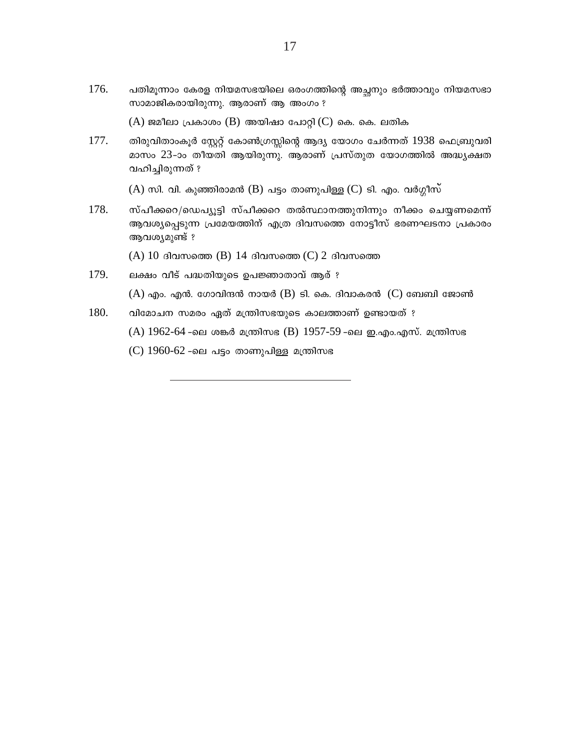176. പതിമൂന്നാം കേരള നിയമസഭയിലെ ഒരംഗത്തിന്റെ അച്ഛനും ഭർത്താവും നിയമസഭാ സാമാജികരായിരുന്നു. ആരാണ് ആ അംഗം ?

(A) ജമീലാ പ്രകാശം (B) അയിഷാ പോറ്റി (C) കെ. കെ. ലതിക

177. തിരുവിതാംകൂർ സ്റ്റേറ്റ് കോൺഗ്രസ്സിന്റെ ആദ്യ യോഗം ചേർന്നത് 1938 ഫെബ്രുവരി മാസം 23-ാം തീയതി ആയിരുന്നു. ആരാണ് പ്രസ്തുത യോഗത്തിൽ അദ്ധ്യക്ഷത വഹിച്ചിരുന്നത് ?

(A) സി. വി. കുഞ്ഞിരാമൻ (B) പട്ടം താണുപിള്ള (C) ടി. എം. വർഗ്ഗീസ്

178. സ്പീക്കറെ/ഡെപ്യൂട്ടി സ്പീക്കറെ തൽസ്ഥാനത്തുനിന്നും നീക്കം ചെയ്യണമെന്ന് ആവശ്യപ്പെടുന്ന പ്രമേയത്തിന് എത്ര ദിവസത്തെ നോട്ടീസ് ഭരണഘടനാ പ്രകാരം ആവശ്യമുണ്ട് ?

(A) 10 ദിവസത്തെ (B) 14 ദിവസത്തെ (C) 2 ദിവസത്തെ

179. ലക്ഷം വീട് പദ്ധതിയുടെ ഉപജ്ഞാതാവ് ആര് ?

(A) എം. എൻ. ഗോവിന്ദൻ നായർ (B) ടി. കെ. ദിവാകരൻ (C) ബേബി ജോൺ

180. വിമോചന സമരം ഏത് മന്ത്രിസഭയുടെ കാലത്താണ് ഉണ്ടായത് ?

(A) 1962-64 -ലെ ശങ്കർ മന്ത്രിസഭ (B) 1957-59 -ലെ ഇ.എം.എസ്. മന്ത്രിസഭ

(C) 1960-62 -ലെ പട്ടം താണുപിള്ള മന്ത്രിസഭ

---